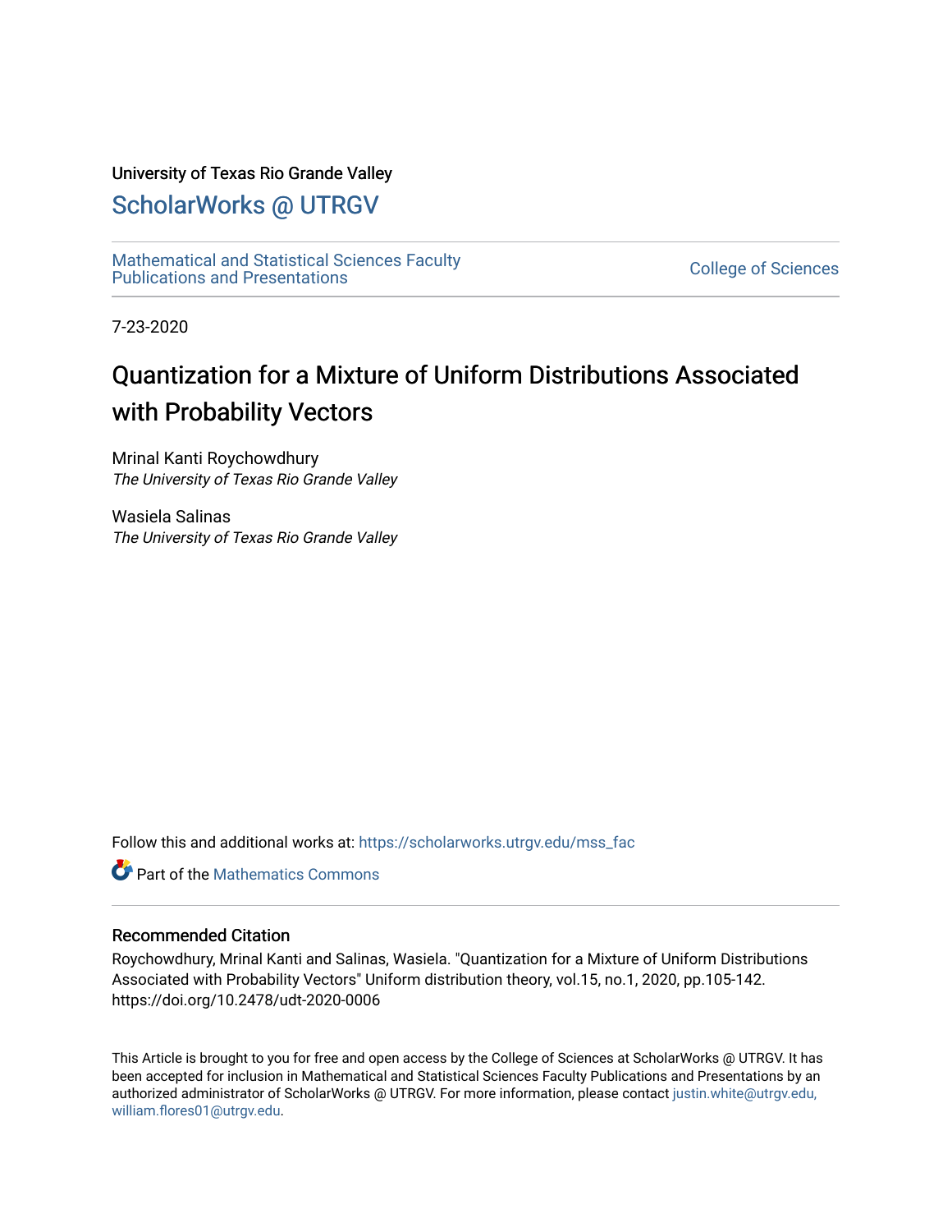University of Texas Rio Grande Valley

# ScholarWorks @ UTRGV

Mathematical and Statistical Sciences Faculty Publications and Presentations

College of Sciences

7-23-2020

# Quantization for a Mixture of Uniform Distributions Associated with Probability Vectors

Mrinal Kanti Roychowdhury
*The University of Texas Rio Grande Valley*

Wasiela Salinas
*The University of Texas Rio Grande Valley*

Follow this and additional works at: https://scholarworks.utrgv.edu/mss_fac

Part of the Mathematics Commons

## Recommended Citation

Roychowdhury, Mrinal Kanti and Salinas, Wasiela. "Quantization for a Mixture of Uniform Distributions Associated with Probability Vectors" Uniform distribution theory, vol.15, no.1, 2020, pp.105-142. https://doi.org/10.2478/udt-2020-0006

This Article is brought to you for free and open access by the College of Sciences at ScholarWorks @ UTRGV. It has been accepted for inclusion in Mathematical and Statistical Sciences Faculty Publications and Presentations by an authorized administrator of ScholarWorks @ UTRGV. For more information, please contact justin.white@utrgv.edu, william.flores01@utrgv.edu.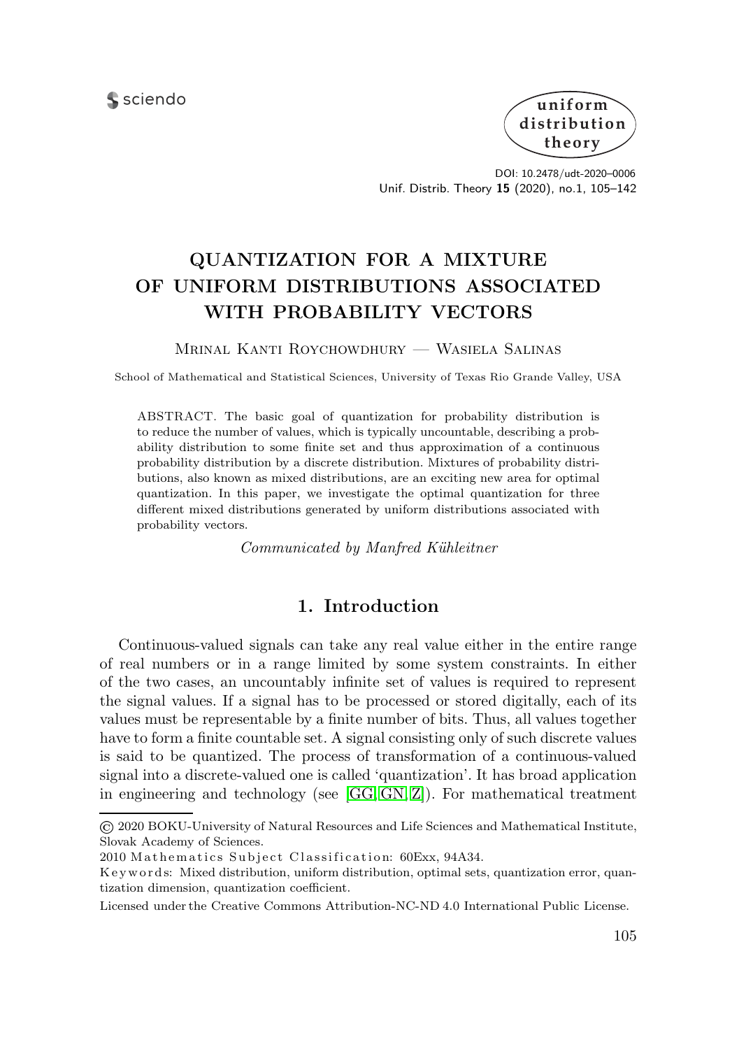# QUANTIZATION FOR A MIXTURE OF UNIFORM DISTRIBUTIONS ASSOCIATED WITH PROBABILITY VECTORS

Mrinal Kanti Roychowdhury — Wasiela Salinas

School of Mathematical and Statistical Sciences, University of Texas Rio Grande Valley, USA

ABSTRACT. The basic goal of quantization for probability distribution is to reduce the number of values, which is typically uncountable, describing a probability distribution to some finite set and thus approximation of a continuous probability distribution by a discrete distribution. Mixtures of probability distributions, also known as mixed distributions, are an exciting new area for optimal quantization. In this paper, we investigate the optimal quantization for three different mixed distributions generated by uniform distributions associated with probability vectors.

*Communicated by Manfred Kühleitner*

## 1. Introduction

Continuous-valued signals can take any real value either in the entire range of real numbers or in a range limited by some system constraints. In either of the two cases, an uncountably infinite set of values is required to represent the signal values. If a signal has to be processed or stored digitally, each of its values must be representable by a finite number of bits. Thus, all values together have to form a finite countable set. A signal consisting only of such discrete values is said to be quantized. The process of transformation of a continuous-valued signal into a discrete-valued one is called 'quantization'. It has broad application in engineering and technology (see [GG, GN, Z]). For mathematical treatment

---

© 2020 BOKU-University of Natural Resources and Life Sciences and Mathematical Institute, Slovak Academy of Sciences.

2010 Mathematics Subject Classification: 60Exx, 94A34.

Keywords: Mixed distribution, uniform distribution, optimal sets, quantization error, quantization dimension, quantization coefficient.

Licensed under the Creative Commons Attribution-NC-ND 4.0 International Public License.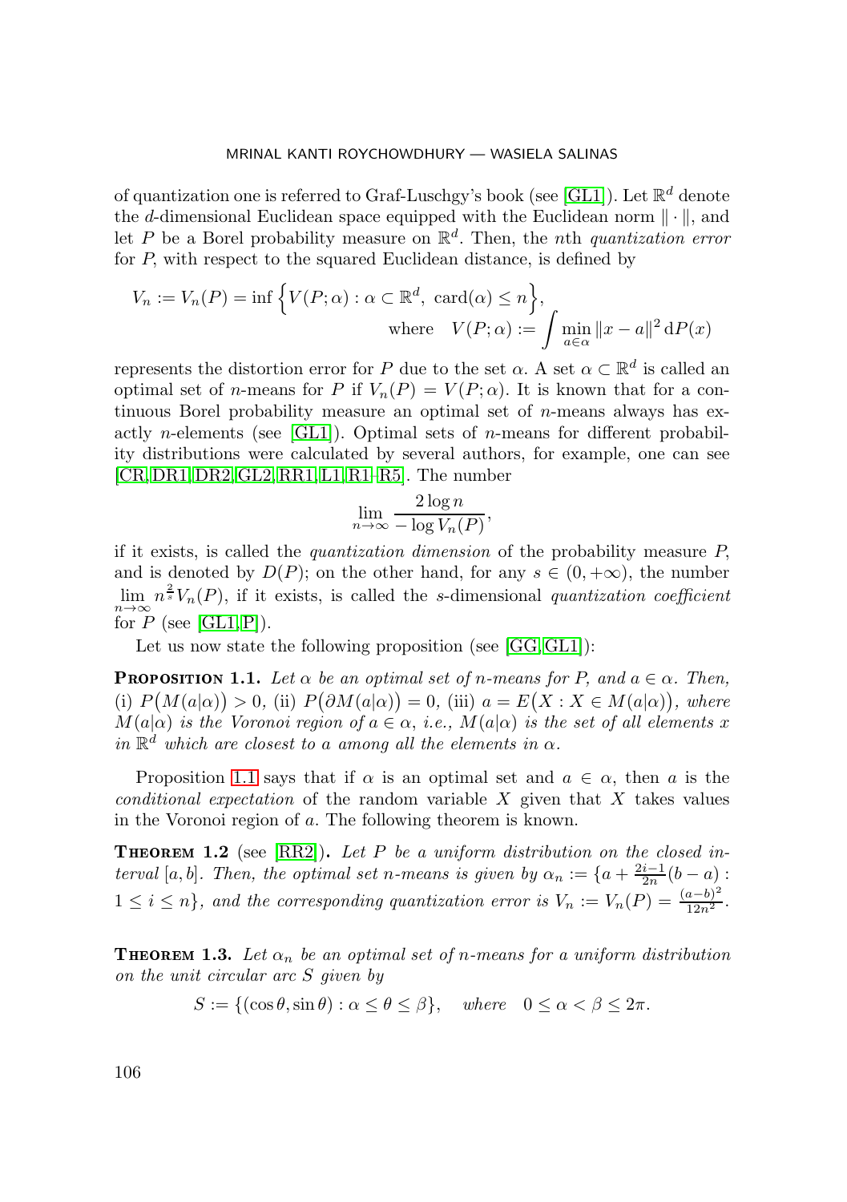of quantization one is referred to Graf-Luschgy's book (see [GL1]). Let $\mathbb{R}^d$ denote the $d$-dimensional Euclidean space equipped with the Euclidean norm $\|\cdot\|$, and let $P$ be a Borel probability measure on $\mathbb{R}^d$. Then, the $n$th *quantization error* for $P$, with respect to the squared Euclidean distance, is defined by

$$V_n := V_n(P) = \inf\Big\{V(P;\alpha) : \alpha \subset \mathbb{R}^d,\ \mathrm{card}(\alpha) \leq n\Big\},\qquad \text{where} \quad V(P;\alpha) := \int \min_{a\in\alpha} \|x-a\|^2\,\mathrm{d}P(x)$$

represents the distortion error for $P$ due to the set $\alpha$. A set $\alpha \subset \mathbb{R}^d$ is called an optimal set of $n$-means for $P$ if $V_n(P) = V(P;\alpha)$. It is known that for a continuous Borel probability measure an optimal set of $n$-means always has exactly $n$-elements (see [GL1]). Optimal sets of $n$-means for different probability distributions were calculated by several authors, for example, one can see [CR, DR1, DR2, GL2, RR1, L1, R1–R5]. The number

$$\lim_{n\to\infty} \frac{2\log n}{-\log V_n(P)},$$

if it exists, is called the *quantization dimension* of the probability measure $P$, and is denoted by $D(P)$; on the other hand, for any $s \in (0, +\infty)$, the number $\lim\limits_{n\to\infty} n^{\frac{2}{s}} V_n(P)$, if it exists, is called the $s$-dimensional *quantization coefficient* for $P$ (see [GL1, P]).

Let us now state the following proposition (see [GG, GL1]):

**Proposition 1.1.** *Let $\alpha$ be an optimal set of $n$-means for $P$, and $a \in \alpha$. Then,* (i) $P\big(M(a|\alpha)\big) > 0$, (ii) $P\big(\partial M(a|\alpha)\big) = 0$, (iii) $a = E\big(X : X \in M(a|\alpha)\big)$, *where $M(a|\alpha)$ is the Voronoi region of $a \in \alpha$, i.e., $M(a|\alpha)$ is the set of all elements $x$ in $\mathbb{R}^d$ which are closest to $a$ among all the elements in $\alpha$.*

Proposition 1.1 says that if $\alpha$ is an optimal set and $a \in \alpha$, then $a$ is the *conditional expectation* of the random variable $X$ given that $X$ takes values in the Voronoi region of $a$. The following theorem is known.

**Theorem 1.2** (see [RR2]). *Let $P$ be a uniform distribution on the closed interval $[a,b]$. Then, the optimal set $n$-means is given by $\alpha_n := \{a + \frac{2i-1}{2n}(b-a) : 1 \leq i \leq n\}$, and the corresponding quantization error is $V_n := V_n(P) = \frac{(a-b)^2}{12n^2}$.*

**Theorem 1.3.** *Let $\alpha_n$ be an optimal set of $n$-means for a uniform distribution on the unit circular arc $S$ given by*

$$S := \{(\cos\theta, \sin\theta) : \alpha \leq \theta \leq \beta\}, \quad \textit{where} \quad 0 \leq \alpha < \beta \leq 2\pi.$$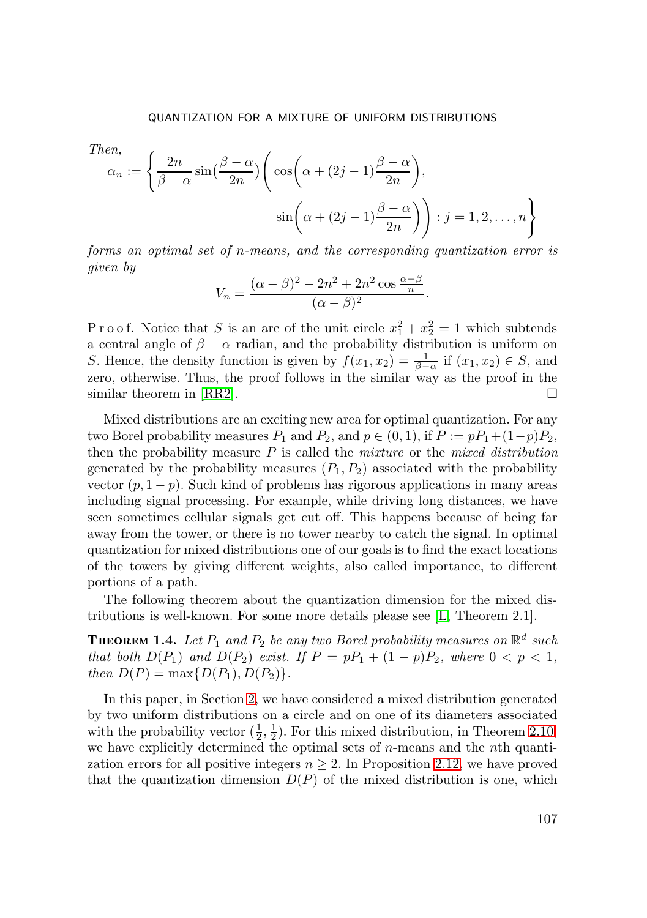*Then,*

$$\alpha_n := \left\{ \frac{2n}{\beta - \alpha} \sin\left(\frac{\beta-\alpha}{2n}\right) \left( \cos\left(\alpha + (2j-1)\frac{\beta-\alpha}{2n}\right), \sin\left(\alpha + (2j-1)\frac{\beta-\alpha}{2n}\right) \right) : j = 1, 2, \ldots, n \right\}$$

*forms an optimal set of $n$-means, and the corresponding quantization error is given by*

$$V_n = \frac{(\alpha-\beta)^2 - 2n^2 + 2n^2 \cos\frac{\alpha-\beta}{n}}{(\alpha-\beta)^2}.$$

Proof. Notice that $S$ is an arc of the unit circle $x_1^2 + x_2^2 = 1$ which subtends a central angle of $\beta - \alpha$ radian, and the probability distribution is uniform on $S$. Hence, the density function is given by $f(x_1, x_2) = \frac{1}{\beta-\alpha}$ if $(x_1, x_2) \in S$, and zero, otherwise. Thus, the proof follows in the similar way as the proof in the similar theorem in [RR2]. □

Mixed distributions are an exciting new area for optimal quantization. For any two Borel probability measures $P_1$ and $P_2$, and $p \in (0, 1)$, if $P := pP_1 + (1-p)P_2$, then the probability measure $P$ is called the *mixture* or the *mixed distribution* generated by the probability measures $(P_1, P_2)$ associated with the probability vector $(p, 1-p)$. Such kind of problems has rigorous applications in many areas including signal processing. For example, while driving long distances, we have seen sometimes cellular signals get cut off. This happens because of being far away from the tower, or there is no tower nearby to catch the signal. In optimal quantization for mixed distributions one of our goals is to find the exact locations of the towers by giving different weights, also called importance, to different portions of a path.

The following theorem about the quantization dimension for the mixed distributions is well-known. For some more details please see [L, Theorem 2.1].

**Theorem 1.4.** *Let $P_1$ and $P_2$ be any two Borel probability measures on $\mathbb{R}^d$ such that both $D(P_1)$ and $D(P_2)$ exist. If $P = pP_1 + (1-p)P_2$, where $0 < p < 1$, then $D(P) = \max\{D(P_1), D(P_2)\}$.*

In this paper, in Section 2, we have considered a mixed distribution generated by two uniform distributions on a circle and on one of its diameters associated with the probability vector $(\frac{1}{2}, \frac{1}{2})$. For this mixed distribution, in Theorem 2.10, we have explicitly determined the optimal sets of $n$-means and the $n$th quantization errors for all positive integers $n \geq 2$. In Proposition 2.12, we have proved that the quantization dimension $D(P)$ of the mixed distribution is one, which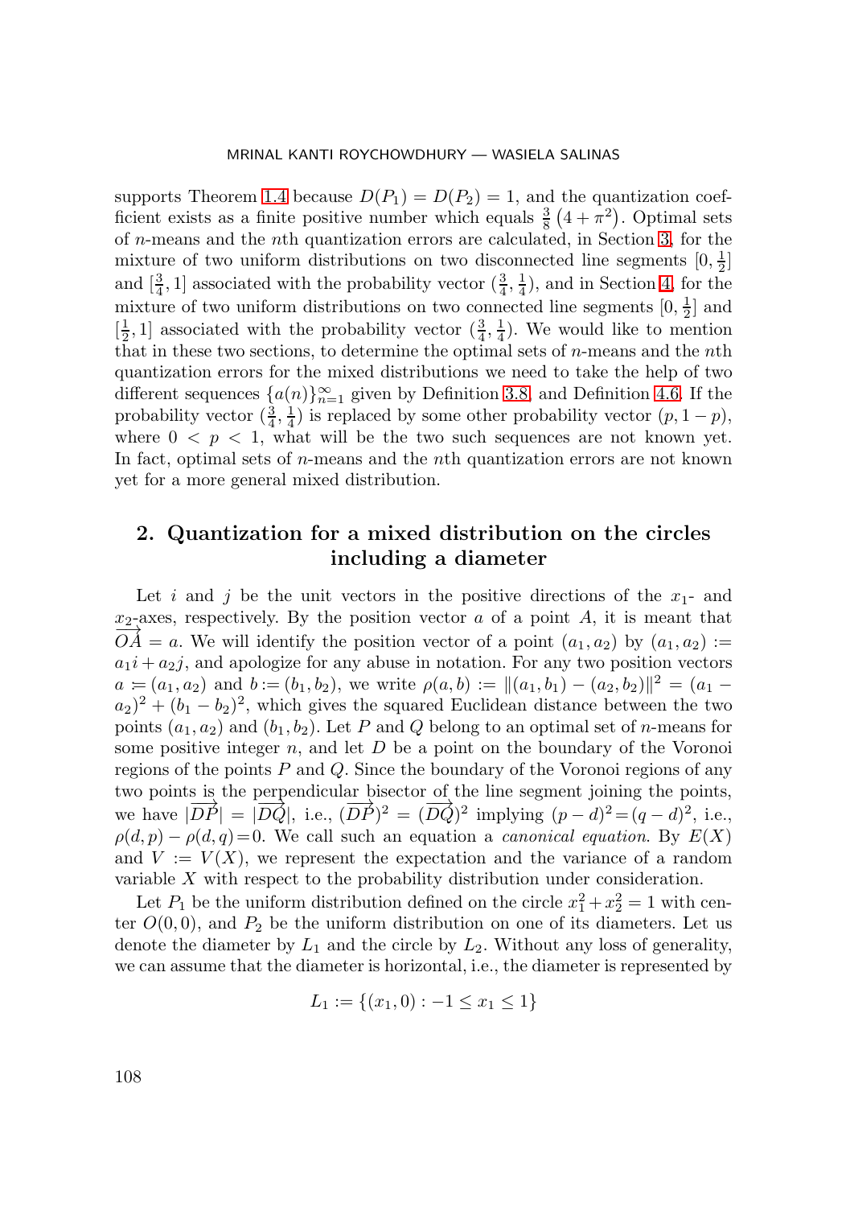supports Theorem 1.4 because $D(P_1) = D(P_2) = 1$, and the quantization coefficient exists as a finite positive number which equals $\frac{3}{8}\left(4 + \pi^2\right)$. Optimal sets of $n$-means and the $n$th quantization errors are calculated, in Section 3, for the mixture of two uniform distributions on two disconnected line segments $[0, \frac{1}{2}]$ and $[\frac{3}{4}, 1]$ associated with the probability vector $(\frac{3}{4}, \frac{1}{4})$, and in Section 4, for the mixture of two uniform distributions on two connected line segments $[0, \frac{1}{2}]$ and $[\frac{1}{2}, 1]$ associated with the probability vector $(\frac{3}{4}, \frac{1}{4})$. We would like to mention that in these two sections, to determine the optimal sets of $n$-means and the $n$th quantization errors for the mixed distributions we need to take the help of two different sequences $\{a(n)\}_{n=1}^{\infty}$ given by Definition 3.8, and Definition 4.6. If the probability vector $(\frac{3}{4}, \frac{1}{4})$ is replaced by some other probability vector $(p, 1-p)$, where $0 < p < 1$, what will be the two such sequences are not known yet. In fact, optimal sets of $n$-means and the $n$th quantization errors are not known yet for a more general mixed distribution.

## 2. Quantization for a mixed distribution on the circles including a diameter

Let $i$ and $j$ be the unit vectors in the positive directions of the $x_1$- and $x_2$-axes, respectively. By the position vector $a$ of a point $A$, it is meant that $\overrightarrow{OA} = a$. We will identify the position vector of a point $(a_1, a_2)$ by $(a_1, a_2) := a_1 i + a_2 j$, and apologize for any abuse in notation. For any two position vectors $a \coloneqq (a_1, a_2)$ and $b := (b_1, b_2)$, we write $\rho(a, b) := \|(a_1, b_1) - (a_2, b_2)\|^2 = (a_1 - a_2)^2 + (b_1 - b_2)^2$, which gives the squared Euclidean distance between the two points $(a_1, a_2)$ and $(b_1, b_2)$. Let $P$ and $Q$ belong to an optimal set of $n$-means for some positive integer $n$, and let $D$ be a point on the boundary of the Voronoi regions of the points $P$ and $Q$. Since the boundary of the Voronoi regions of any two points is the perpendicular bisector of the line segment joining the points, we have $|\overrightarrow{DP}| = |\overrightarrow{DQ}|$, i.e., $(\overrightarrow{DP})^2 = (\overrightarrow{DQ})^2$ implying $(p-d)^2 = (q-d)^2$, i.e., $\rho(d, p) - \rho(d, q) = 0$. We call such an equation a *canonical equation*. By $E(X)$ and $V := V(X)$, we represent the expectation and the variance of a random variable $X$ with respect to the probability distribution under consideration.

Let $P_1$ be the uniform distribution defined on the circle $x_1^2 + x_2^2 = 1$ with center $O(0,0)$, and $P_2$ be the uniform distribution on one of its diameters. Let us denote the diameter by $L_1$ and the circle by $L_2$. Without any loss of generality, we can assume that the diameter is horizontal, i.e., the diameter is represented by

$$L_1 := \{(x_1, 0) : -1 \leq x_1 \leq 1\}$$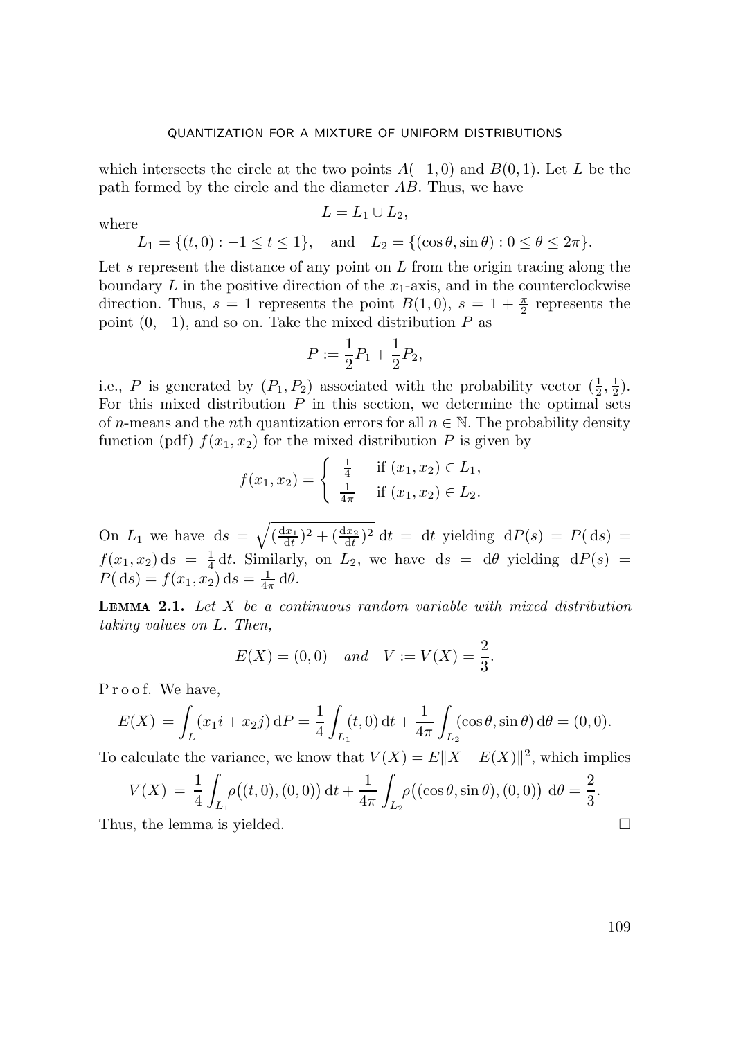which intersects the circle at the two points $A(-1, 0)$ and $B(0, 1)$. Let $L$ be the path formed by the circle and the diameter $AB$. Thus, we have

$$L = L_1 \cup L_2,$$

where

$$L_1 = \{(t, 0) : -1 \leq t \leq 1\}, \quad \text{and} \quad L_2 = \{(\cos\theta, \sin\theta) : 0 \leq \theta \leq 2\pi\}.$$

Let $s$ represent the distance of any point on $L$ from the origin tracing along the boundary $L$ in the positive direction of the $x_1$-axis, and in the counterclockwise direction. Thus, $s = 1$ represents the point $B(1, 0)$, $s = 1 + \frac{\pi}{2}$ represents the point $(0, -1)$, and so on. Take the mixed distribution $P$ as

$$P := \frac{1}{2}P_1 + \frac{1}{2}P_2,$$

i.e., $P$ is generated by $(P_1, P_2)$ associated with the probability vector $(\frac{1}{2}, \frac{1}{2})$. For this mixed distribution $P$ in this section, we determine the optimal sets of $n$-means and the $n$th quantization errors for all $n \in \mathbb{N}$. The probability density function (pdf) $f(x_1, x_2)$ for the mixed distribution $P$ is given by

$$f(x_1, x_2) = \begin{cases} \frac{1}{4} & \text{if } (x_1, x_2) \in L_1, \\ \frac{1}{4\pi} & \text{if } (x_1, x_2) \in L_2. \end{cases}$$

On $L_1$ we have $\mathrm{d}s = \sqrt{(\frac{\mathrm{d}x_1}{\mathrm{d}t})^2 + (\frac{\mathrm{d}x_2}{\mathrm{d}t})^2}\,\mathrm{d}t = \mathrm{d}t$ yielding $\mathrm{d}P(s) = P(\mathrm{d}s) = f(x_1, x_2)\,\mathrm{d}s = \frac{1}{4}\,\mathrm{d}t$. Similarly, on $L_2$, we have $\mathrm{d}s = \mathrm{d}\theta$ yielding $\mathrm{d}P(s) = P(\mathrm{d}s) = f(x_1, x_2)\,\mathrm{d}s = \frac{1}{4\pi}\,\mathrm{d}\theta$.

**Lemma 2.1.** *Let $X$ be a continuous random variable with mixed distribution taking values on $L$. Then,*

$$E(X) = (0, 0) \quad \textit{and} \quad V := V(X) = \frac{2}{3}.$$

Proof. We have,

$$E(X) = \int_L (x_1 i + x_2 j)\,\mathrm{d}P = \frac{1}{4}\int_{L_1}(t, 0)\,\mathrm{d}t + \frac{1}{4\pi}\int_{L_2}(\cos\theta, \sin\theta)\,\mathrm{d}\theta = (0, 0).$$

To calculate the variance, we know that $V(X) = E\|X - E(X)\|^2$, which implies

$$V(X) = \frac{1}{4}\int_{L_1}\rho\big((t, 0), (0, 0)\big)\,\mathrm{d}t + \frac{1}{4\pi}\int_{L_2}\rho\big((\cos\theta, \sin\theta), (0, 0)\big)\,\mathrm{d}\theta = \frac{2}{3}.$$

Thus, the lemma is yielded. $\square$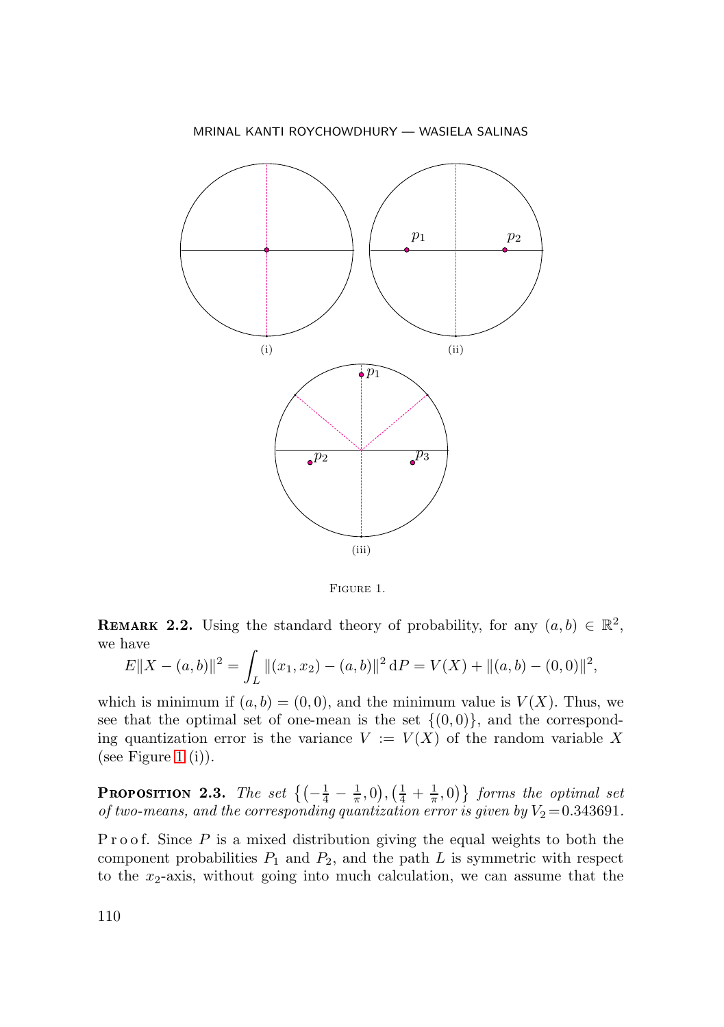(i)

(ii)

(iii)

Figure 1.

**Remark 2.2.** Using the standard theory of probability, for any $(a,b) \in \mathbb{R}^2$, we have

$$E\|X-(a,b)\|^2 = \int_L \|(x_1,x_2)-(a,b)\|^2 \, \mathrm{d}P = V(X) + \|(a,b)-(0,0)\|^2,$$

which is minimum if $(a,b)=(0,0)$, and the minimum value is $V(X)$. Thus, we see that the optimal set of one-mean is the set $\{(0,0)\}$, and the corresponding quantization error is the variance $V := V(X)$ of the random variable $X$ (see Figure 1 (i)).

**Proposition 2.3.** *The set* $\left\{\left(-\frac{1}{4}-\frac{1}{\pi},0\right),\left(\frac{1}{4}+\frac{1}{\pi},0\right)\right\}$ *forms the optimal set of two-means, and the corresponding quantization error is given by* $V_2 = 0.343691$.

Proof. Since $P$ is a mixed distribution giving the equal weights to both the component probabilities $P_1$ and $P_2$, and the path $L$ is symmetric with respect to the $x_2$-axis, without going into much calculation, we can assume that the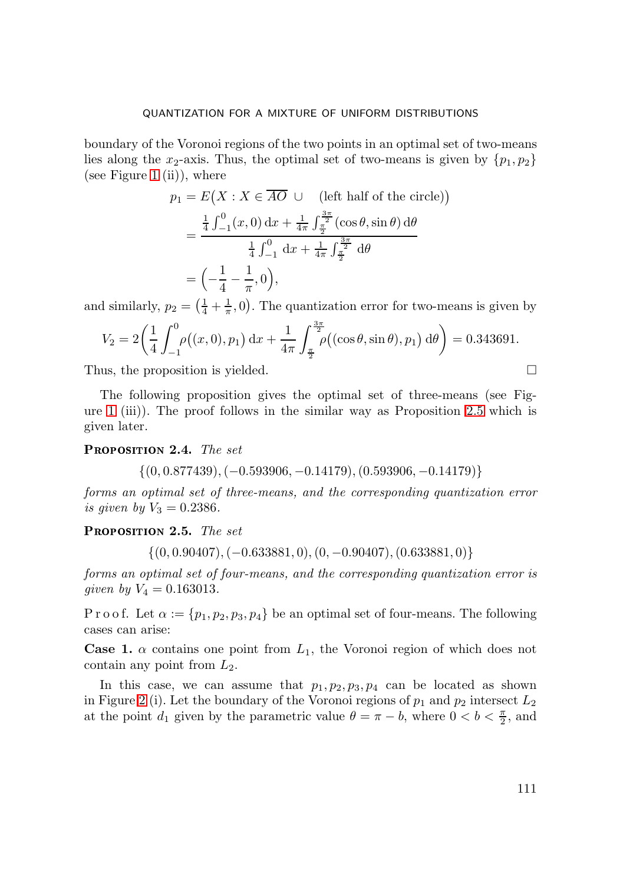boundary of the Voronoi regions of the two points in an optimal set of two-means lies along the $x_2$-axis. Thus, the optimal set of two-means is given by $\{p_1, p_2\}$ (see Figure 1 (ii)), where

$$\begin{aligned} p_1 &= E\big(X : X \in \overline{AO} \,\cup \quad \text{(left half of the circle)}\big) \\ &= \frac{\frac{1}{4}\int_{-1}^{0}(x,0)\,\mathrm{d}x + \frac{1}{4\pi}\int_{\frac{\pi}{2}}^{\frac{3\pi}{2}}(\cos\theta,\sin\theta)\,\mathrm{d}\theta}{\frac{1}{4}\int_{-1}^{0}\,\mathrm{d}x + \frac{1}{4\pi}\int_{\frac{\pi}{2}}^{\frac{3\pi}{2}}\,\mathrm{d}\theta} \\ &= \Big(-\frac{1}{4}-\frac{1}{\pi}, 0\Big), \end{aligned}$$

and similarly, $p_2 = \big(\frac{1}{4}+\frac{1}{\pi}, 0\big)$. The quantization error for two-means is given by

$$V_2 = 2\bigg(\frac{1}{4}\int_{-1}^{0}\rho\big((x,0),p_1\big)\,\mathrm{d}x + \frac{1}{4\pi}\int_{\frac{\pi}{2}}^{\frac{3\pi}{2}}\rho\big((\cos\theta,\sin\theta),p_1\big)\,\mathrm{d}\theta\bigg) = 0.343691.$$

Thus, the proposition is yielded. □

The following proposition gives the optimal set of three-means (see Figure 1 (iii)). The proof follows in the similar way as Proposition 2.5 which is given later.

**Proposition 2.4.** *The set*

$$\{(0, 0.877439), (-0.593906, -0.14179), (0.593906, -0.14179)\}$$

*forms an optimal set of three-means, and the corresponding quantization error is given by* $V_3 = 0.2386$.

**Proposition 2.5.** *The set*

$$\{(0, 0.90407), (-0.633881, 0), (0, -0.90407), (0.633881, 0)\}$$

*forms an optimal set of four-means, and the corresponding quantization error is given by* $V_4 = 0.163013$.

Proof. Let $\alpha := \{p_1, p_2, p_3, p_4\}$ be an optimal set of four-means. The following cases can arise:

**Case 1.** $\alpha$ contains one point from $L_1$, the Voronoi region of which does not contain any point from $L_2$.

In this case, we can assume that $p_1, p_2, p_3, p_4$ can be located as shown in Figure 2 (i). Let the boundary of the Voronoi regions of $p_1$ and $p_2$ intersect $L_2$ at the point $d_1$ given by the parametric value $\theta = \pi - b$, where $0 < b < \frac{\pi}{2}$, and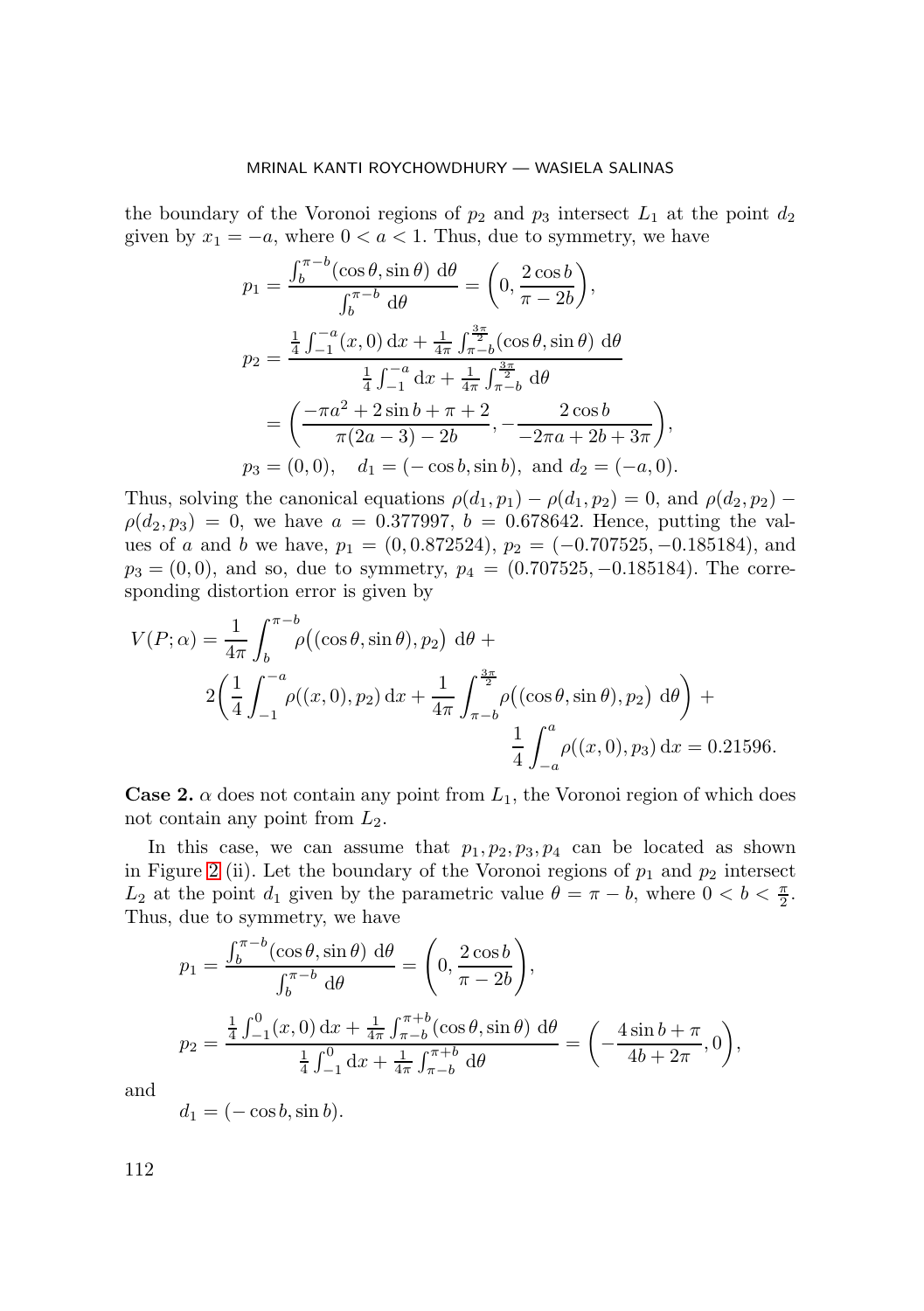the boundary of the Voronoi regions of $p_2$ and $p_3$ intersect $L_1$ at the point $d_2$ given by $x_1 = -a$, where $0 < a < 1$. Thus, due to symmetry, we have

$$p_1 = \frac{\int_b^{\pi-b} (\cos\theta, \sin\theta) \, \mathrm{d}\theta}{\int_b^{\pi-b} \mathrm{d}\theta} = \left(0, \frac{2\cos b}{\pi - 2b}\right),$$

$$p_2 = \frac{\frac{1}{4}\int_{-1}^{-a} (x, 0) \, \mathrm{d}x + \frac{1}{4\pi}\int_{\pi-b}^{\frac{3\pi}{2}} (\cos\theta, \sin\theta) \, \mathrm{d}\theta}{\frac{1}{4}\int_{-1}^{-a} \mathrm{d}x + \frac{1}{4\pi}\int_{\pi-b}^{\frac{3\pi}{2}} \mathrm{d}\theta}$$

$$= \left(\frac{-\pi a^2 + 2\sin b + \pi + 2}{\pi(2a-3) - 2b}, -\frac{2\cos b}{-2\pi a + 2b + 3\pi}\right),$$

$$p_3 = (0,0), \quad d_1 = (-\cos b, \sin b), \text{ and } d_2 = (-a, 0).$$

Thus, solving the canonical equations $\rho(d_1, p_1) - \rho(d_1, p_2) = 0$, and $\rho(d_2, p_2) - \rho(d_2, p_3) = 0$, we have $a = 0.377997$, $b = 0.678642$. Hence, putting the values of $a$ and $b$ we have, $p_1 = (0, 0.872524)$, $p_2 = (-0.707525, -0.185184)$, and $p_3 = (0, 0)$, and so, due to symmetry, $p_4 = (0.707525, -0.185184)$. The corresponding distortion error is given by

$$V(P;\alpha) = \frac{1}{4\pi}\int_b^{\pi-b} \rho\big((\cos\theta, \sin\theta), p_2\big) \, \mathrm{d}\theta + 2\left(\frac{1}{4}\int_{-1}^{-a} \rho((x,0), p_2) \, \mathrm{d}x + \frac{1}{4\pi}\int_{\pi-b}^{\frac{3\pi}{2}} \rho\big((\cos\theta, \sin\theta), p_2\big) \, \mathrm{d}\theta\right) + \frac{1}{4}\int_{-a}^{a} \rho((x,0), p_3) \, \mathrm{d}x = 0.21596.$$

**Case 2.** $\alpha$ does not contain any point from $L_1$, the Voronoi region of which does not contain any point from $L_2$.

In this case, we can assume that $p_1, p_2, p_3, p_4$ can be located as shown in Figure 2 (ii). Let the boundary of the Voronoi regions of $p_1$ and $p_2$ intersect $L_2$ at the point $d_1$ given by the parametric value $\theta = \pi - b$, where $0 < b < \frac{\pi}{2}$. Thus, due to symmetry, we have

$$p_1 = \frac{\int_b^{\pi-b} (\cos\theta, \sin\theta) \, \mathrm{d}\theta}{\int_b^{\pi-b} \mathrm{d}\theta} = \left(0, \frac{2\cos b}{\pi - 2b}\right),$$

$$p_2 = \frac{\frac{1}{4}\int_{-1}^{0} (x, 0) \, \mathrm{d}x + \frac{1}{4\pi}\int_{\pi-b}^{\pi+b} (\cos\theta, \sin\theta) \, \mathrm{d}\theta}{\frac{1}{4}\int_{-1}^{0} \mathrm{d}x + \frac{1}{4\pi}\int_{\pi-b}^{\pi+b} \mathrm{d}\theta} = \left(-\frac{4\sin b + \pi}{4b + 2\pi}, 0\right),$$

and

$$d_1 = (-\cos b, \sin b).$$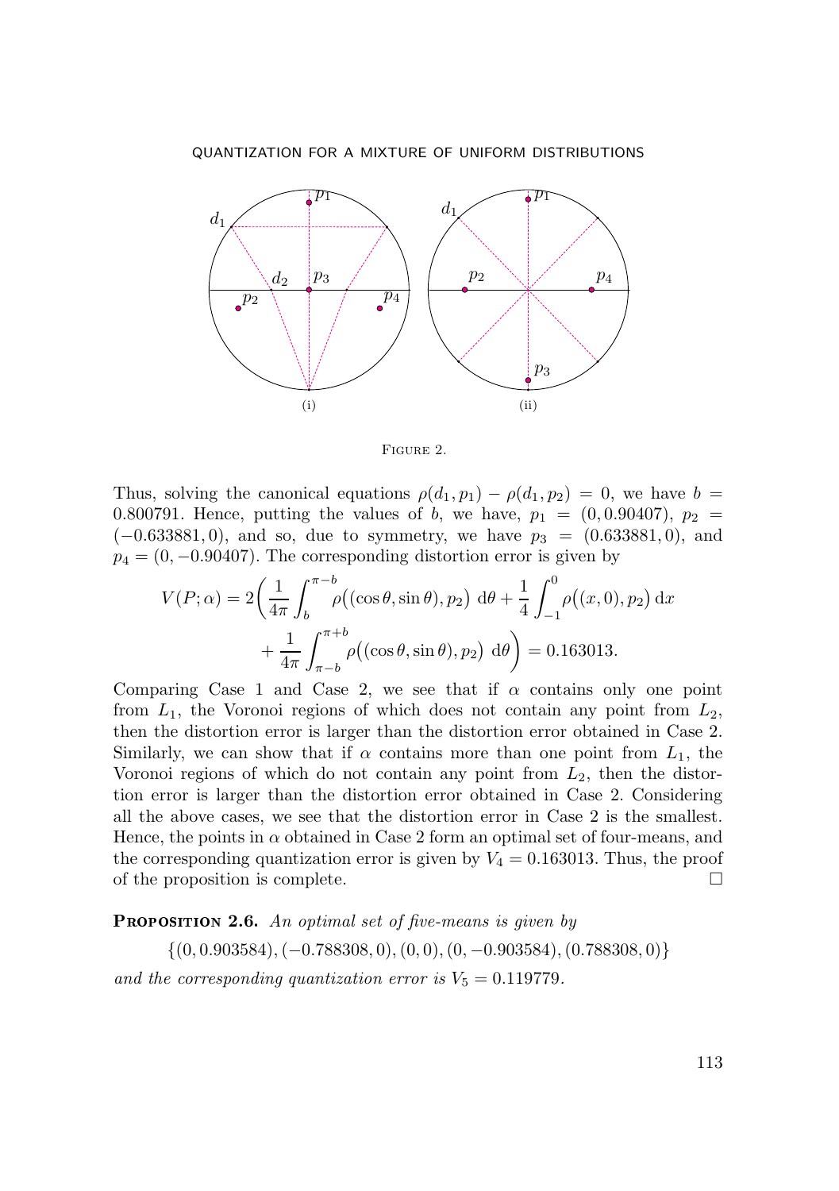Figure 2.

Thus, solving the canonical equations $\rho(d_1, p_1) - \rho(d_1, p_2) = 0$, we have $b = 0.800791$. Hence, putting the values of $b$, we have, $p_1 = (0, 0.90407)$, $p_2 = (-0.633881, 0)$, and so, due to symmetry, we have $p_3 = (0.633881, 0)$, and $p_4 = (0, -0.90407)$. The corresponding distortion error is given by

$$V(P;\alpha) = 2\bigg(\frac{1}{4\pi}\int_b^{\pi-b} \rho\big((\cos\theta, \sin\theta), p_2\big)\, \mathrm{d}\theta + \frac{1}{4}\int_{-1}^{0} \rho\big((x,0), p_2\big)\, \mathrm{d}x$$
$$+ \frac{1}{4\pi}\int_{\pi-b}^{\pi+b} \rho\big((\cos\theta, \sin\theta), p_2\big)\, \mathrm{d}\theta\bigg) = 0.163013.$$

Comparing Case 1 and Case 2, we see that if $\alpha$ contains only one point from $L_1$, the Voronoi regions of which does not contain any point from $L_2$, then the distortion error is larger than the distortion error obtained in Case 2. Similarly, we can show that if $\alpha$ contains more than one point from $L_1$, the Voronoi regions of which do not contain any point from $L_2$, then the distortion error is larger than the distortion error obtained in Case 2. Considering all the above cases, we see that the distortion error in Case 2 is the smallest. Hence, the points in $\alpha$ obtained in Case 2 form an optimal set of four-means, and the corresponding quantization error is given by $V_4 = 0.163013$. Thus, the proof of the proposition is complete. $\square$

**Proposition 2.6.** *An optimal set of five-means is given by*

$$\{(0, 0.903584), (-0.788308, 0), (0, 0), (0, -0.903584), (0.788308, 0)\}$$

*and the corresponding quantization error is* $V_5 = 0.119779$.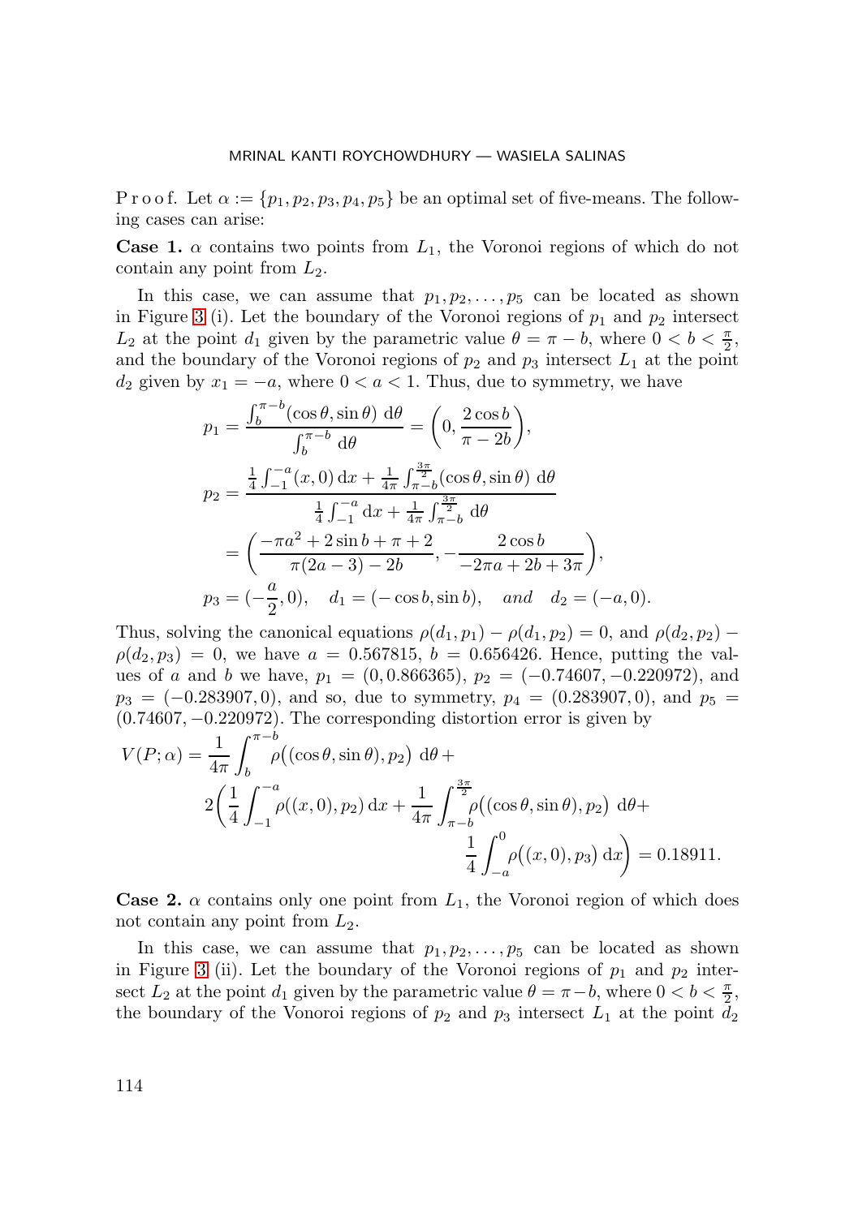P r o o f. Let $\alpha := \{p_1, p_2, p_3, p_4, p_5\}$ be an optimal set of five-means. The following cases can arise:

**Case 1.** $\alpha$ contains two points from $L_1$, the Voronoi regions of which do not contain any point from $L_2$.

In this case, we can assume that $p_1, p_2, \ldots, p_5$ can be located as shown in Figure 3 (i). Let the boundary of the Voronoi regions of $p_1$ and $p_2$ intersect $L_2$ at the point $d_1$ given by the parametric value $\theta = \pi - b$, where $0 < b < \frac{\pi}{2}$, and the boundary of the Voronoi regions of $p_2$ and $p_3$ intersect $L_1$ at the point $d_2$ given by $x_1 = -a$, where $0 < a < 1$. Thus, due to symmetry, we have

$$p_1 = \frac{\int_b^{\pi-b} (\cos\theta, \sin\theta)\ \mathrm{d}\theta}{\int_b^{\pi-b} \mathrm{d}\theta} = \left(0, \frac{2\cos b}{\pi - 2b}\right),$$

$$p_2 = \frac{\frac{1}{4}\int_{-1}^{-a} (x, 0)\,\mathrm{d}x + \frac{1}{4\pi}\int_{\pi-b}^{\frac{3\pi}{2}} (\cos\theta, \sin\theta)\ \mathrm{d}\theta}{\frac{1}{4}\int_{-1}^{-a} \mathrm{d}x + \frac{1}{4\pi}\int_{\pi-b}^{\frac{3\pi}{2}} \mathrm{d}\theta}$$

$$= \left(\frac{-\pi a^2 + 2\sin b + \pi + 2}{\pi(2a-3) - 2b}, -\frac{2\cos b}{-2\pi a + 2b + 3\pi}\right),$$

$$p_3 = (-\frac{a}{2}, 0), \quad d_1 = (-\cos b, \sin b), \quad \textit{and} \quad d_2 = (-a, 0).$$

Thus, solving the canonical equations $\rho(d_1, p_1) - \rho(d_1, p_2) = 0$, and $\rho(d_2, p_2) - \rho(d_2, p_3) = 0$, we have $a = 0.567815$, $b = 0.656426$. Hence, putting the values of $a$ and $b$ we have, $p_1 = (0, 0.866365)$, $p_2 = (-0.74607, -0.220972)$, and $p_3 = (-0.283907, 0)$, and so, due to symmetry, $p_4 = (0.283907, 0)$, and $p_5 = (0.74607, -0.220972)$. The corresponding distortion error is given by

$$V(P;\alpha) = \frac{1}{4\pi}\int_b^{\pi-b} \rho\big((\cos\theta, \sin\theta), p_2\big)\ \mathrm{d}\theta + 2\bigg(\frac{1}{4}\int_{-1}^{-a} \rho((x,0), p_2)\,\mathrm{d}x + \frac{1}{4\pi}\int_{\pi-b}^{\frac{3\pi}{2}} \rho\big((\cos\theta, \sin\theta), p_2\big)\ \mathrm{d}\theta + \frac{1}{4}\int_{-a}^{0} \rho\big((x,0), p_3\big)\,\mathrm{d}x\bigg) = 0.18911.$$

**Case 2.** $\alpha$ contains only one point from $L_1$, the Voronoi region of which does not contain any point from $L_2$.

In this case, we can assume that $p_1, p_2, \ldots, p_5$ can be located as shown in Figure 3 (ii). Let the boundary of the Voronoi regions of $p_1$ and $p_2$ intersect $L_2$ at the point $d_1$ given by the parametric value $\theta = \pi - b$, where $0 < b < \frac{\pi}{2}$, the boundary of the Vonoroi regions of $p_2$ and $p_3$ intersect $L_1$ at the point $d_2$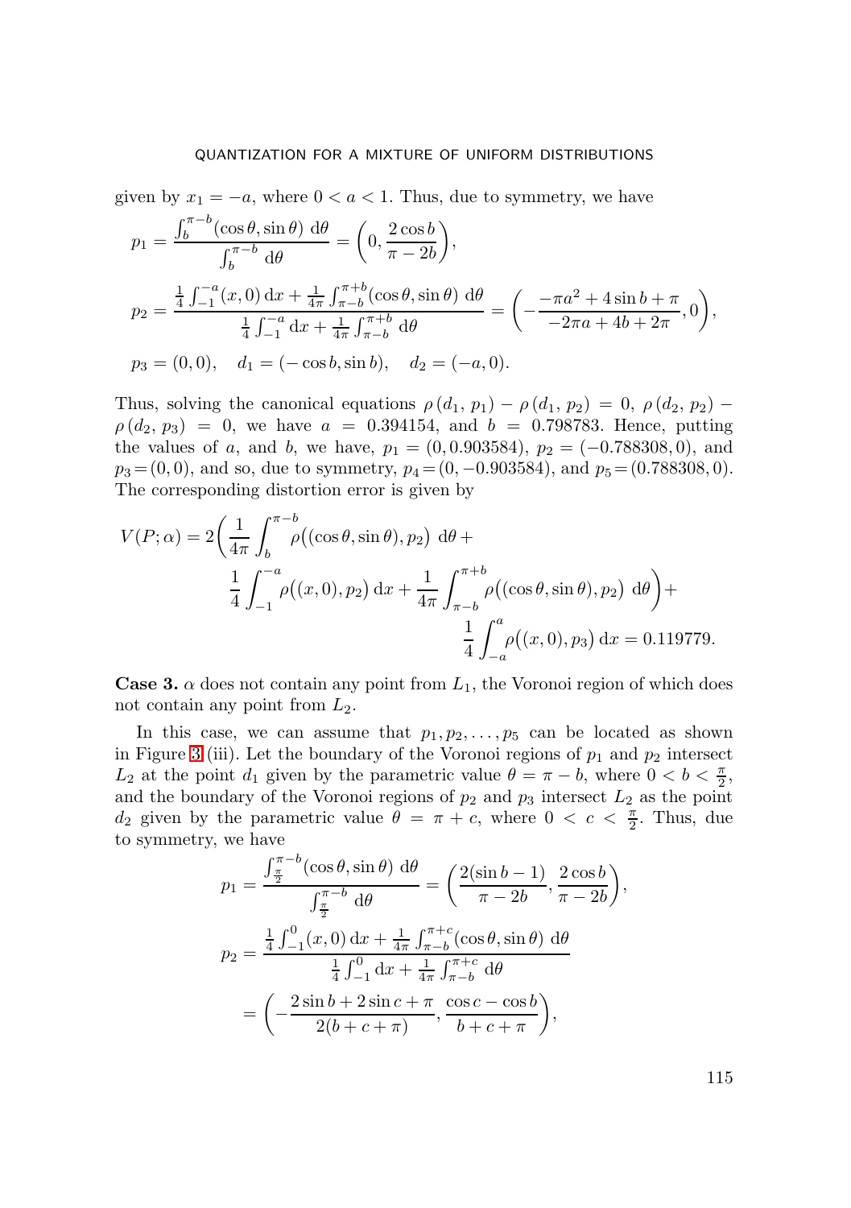given by $x_1 = -a$, where $0 < a < 1$. Thus, due to symmetry, we have

$$p_1 = \frac{\int_b^{\pi-b} (\cos\theta, \sin\theta)\ \mathrm{d}\theta}{\int_b^{\pi-b} \mathrm{d}\theta} = \left(0, \frac{2\cos b}{\pi - 2b}\right),$$

$$p_2 = \frac{\frac{1}{4}\int_{-1}^{-a} (x,0)\,\mathrm{d}x + \frac{1}{4\pi}\int_{\pi-b}^{\pi+b} (\cos\theta, \sin\theta)\ \mathrm{d}\theta}{\frac{1}{4}\int_{-1}^{-a} \mathrm{d}x + \frac{1}{4\pi}\int_{\pi-b}^{\pi+b} \mathrm{d}\theta} = \left(-\frac{-\pi a^2 + 4\sin b + \pi}{-2\pi a + 4b + 2\pi}, 0\right),$$

$$p_3 = (0,0), \quad d_1 = (-\cos b, \sin b), \quad d_2 = (-a, 0).$$

Thus, solving the canonical equations $\rho(d_1, p_1) - \rho(d_1, p_2) = 0$, $\rho(d_2, p_2) - \rho(d_2, p_3) = 0$, we have $a = 0.394154$, and $b = 0.798783$. Hence, putting the values of $a$, and $b$, we have, $p_1 = (0, 0.903584)$, $p_2 = (-0.788308, 0)$, and $p_3 = (0,0)$, and so, due to symmetry, $p_4 = (0, -0.903584)$, and $p_5 = (0.788308, 0)$. The corresponding distortion error is given by

$$V(P;\alpha) = 2\bigg(\frac{1}{4\pi}\int_b^{\pi-b} \rho\big((\cos\theta, \sin\theta), p_2\big)\ \mathrm{d}\theta + \frac{1}{4}\int_{-1}^{-a} \rho\big((x,0), p_2\big)\,\mathrm{d}x + \frac{1}{4\pi}\int_{\pi-b}^{\pi+b} \rho\big((\cos\theta, \sin\theta), p_2\big)\ \mathrm{d}\theta\bigg) + \frac{1}{4}\int_{-a}^{a} \rho\big((x,0), p_3\big)\,\mathrm{d}x = 0.119779.$$

**Case 3.** $\alpha$ does not contain any point from $L_1$, the Voronoi region of which does not contain any point from $L_2$.

In this case, we can assume that $p_1, p_2, \ldots, p_5$ can be located as shown in Figure 3 (iii). Let the boundary of the Voronoi regions of $p_1$ and $p_2$ intersect $L_2$ at the point $d_1$ given by the parametric value $\theta = \pi - b$, where $0 < b < \frac{\pi}{2}$, and the boundary of the Voronoi regions of $p_2$ and $p_3$ intersect $L_2$ as the point $d_2$ given by the parametric value $\theta = \pi + c$, where $0 < c < \frac{\pi}{2}$. Thus, due to symmetry, we have

$$p_1 = \frac{\int_{\frac{\pi}{2}}^{\pi-b} (\cos\theta, \sin\theta)\ \mathrm{d}\theta}{\int_{\frac{\pi}{2}}^{\pi-b} \mathrm{d}\theta} = \left(\frac{2(\sin b - 1)}{\pi - 2b}, \frac{2\cos b}{\pi - 2b}\right),$$

$$p_2 = \frac{\frac{1}{4}\int_{-1}^{0} (x,0)\,\mathrm{d}x + \frac{1}{4\pi}\int_{\pi-b}^{\pi+c} (\cos\theta, \sin\theta)\ \mathrm{d}\theta}{\frac{1}{4}\int_{-1}^{0} \mathrm{d}x + \frac{1}{4\pi}\int_{\pi-b}^{\pi+c} \mathrm{d}\theta}$$

$$= \left(-\frac{2\sin b + 2\sin c + \pi}{2(b + c + \pi)}, \frac{\cos c - \cos b}{b + c + \pi}\right),$$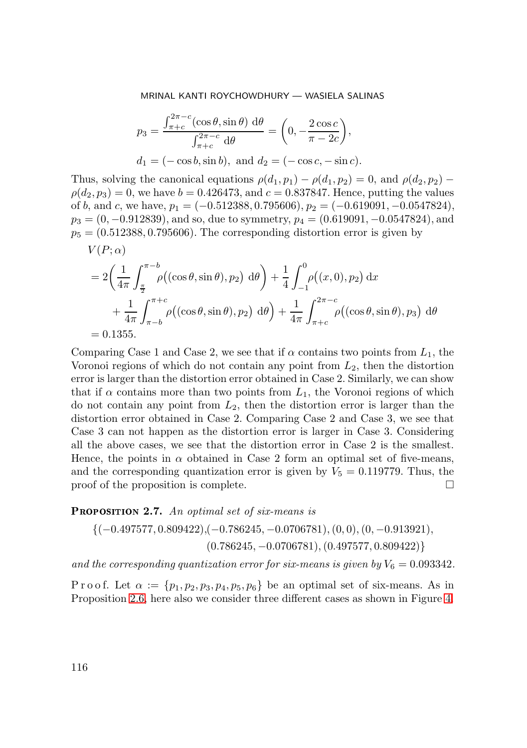$$p_3 = \frac{\int_{\pi+c}^{2\pi-c} (\cos\theta, \sin\theta)\ \mathrm{d}\theta}{\int_{\pi+c}^{2\pi-c} \mathrm{d}\theta} = \Big(0, -\frac{2\cos c}{\pi - 2c}\Big),$$

$$d_1 = (-\cos b, \sin b), \text{ and } d_2 = (-\cos c, -\sin c).$$

Thus, solving the canonical equations $\rho(d_1, p_1) - \rho(d_1, p_2) = 0$, and $\rho(d_2, p_2) - \rho(d_2, p_3) = 0$, we have $b = 0.426473$, and $c = 0.837847$. Hence, putting the values of $b$, and $c$, we have, $p_1 = (-0.512388, 0.795606)$, $p_2 = (-0.619091, -0.0547824)$, $p_3 = (0, -0.912839)$, and so, due to symmetry, $p_4 = (0.619091, -0.0547824)$, and $p_5 = (0.512388, 0.795606)$. The corresponding distortion error is given by

$$\begin{aligned}
&V(P;\alpha)\\
&= 2\Big(\frac{1}{4\pi}\int_{\frac{\pi}{2}}^{\pi-b} \rho\big((\cos\theta, \sin\theta), p_2\big)\ \mathrm{d}\theta\Big) + \frac{1}{4}\int_{-1}^{0} \rho\big((x,0), p_2\big)\,\mathrm{d}x\\
&\quad + \frac{1}{4\pi}\int_{\pi-b}^{\pi+c} \rho\big((\cos\theta, \sin\theta), p_2\big)\ \mathrm{d}\theta\Big) + \frac{1}{4\pi}\int_{\pi+c}^{2\pi-c} \rho\big((\cos\theta, \sin\theta), p_3\big)\ \mathrm{d}\theta\\
&= 0.1355.
\end{aligned}$$

Comparing Case 1 and Case 2, we see that if $\alpha$ contains two points from $L_1$, the Voronoi regions of which do not contain any point from $L_2$, then the distortion error is larger than the distortion error obtained in Case 2. Similarly, we can show that if $\alpha$ contains more than two points from $L_1$, the Voronoi regions of which do not contain any point from $L_2$, then the distortion error is larger than the distortion error obtained in Case 2. Comparing Case 2 and Case 3, we see that Case 3 can not happen as the distortion error is larger in Case 3. Considering all the above cases, we see that the distortion error in Case 2 is the smallest. Hence, the points in $\alpha$ obtained in Case 2 form an optimal set of five-means, and the corresponding quantization error is given by $V_5 = 0.119779$. Thus, the proof of the proposition is complete. □

**Proposition 2.7.** *An optimal set of six-means is*

$$\{(-0.497577, 0.809422), (-0.786245, -0.0706781), (0,0), (0, -0.913921), (0.786245, -0.0706781), (0.497577, 0.809422)\}$$

*and the corresponding quantization error for six-means is given by* $V_6 = 0.093342$.

Proof. Let $\alpha := \{p_1, p_2, p_3, p_4, p_5, p_6\}$ be an optimal set of six-means. As in Proposition 2.6, here also we consider three different cases as shown in Figure 4.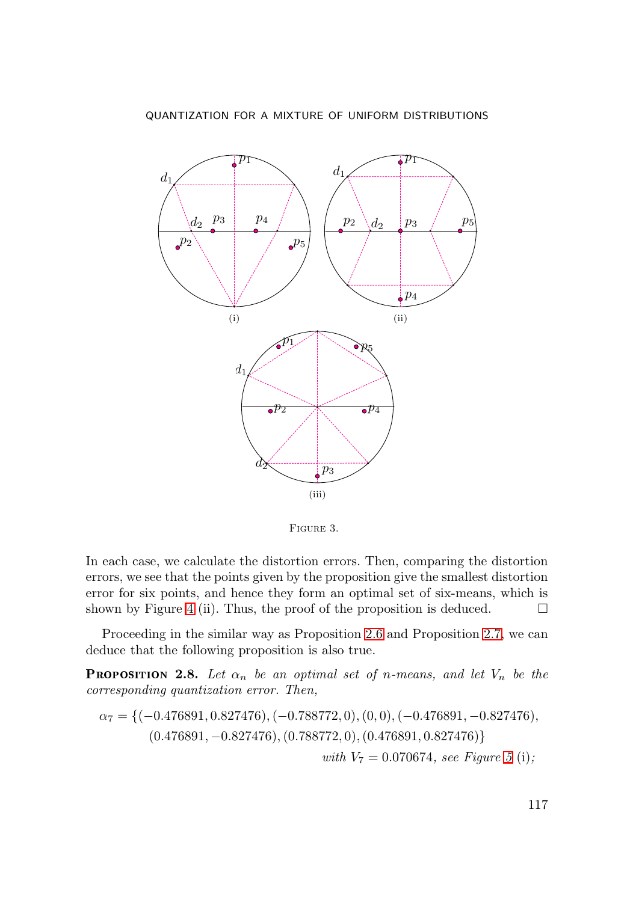FIGURE 3.

In each case, we calculate the distortion errors. Then, comparing the distortion errors, we see that the points given by the proposition give the smallest distortion error for six points, and hence they form an optimal set of six-means, which is shown by Figure 4 (ii). Thus, the proof of the proposition is deduced. $\square$

Proceeding in the similar way as Proposition 2.6 and Proposition 2.7, we can deduce that the following proposition is also true.

**PROPOSITION 2.8.** *Let $\alpha_n$ be an optimal set of $n$-means, and let $V_n$ be the corresponding quantization error. Then,*

$$\alpha_7 = \{(-0.476891, 0.827476), (-0.788772, 0), (0, 0), (-0.476891, -0.827476), (0.476891, -0.827476), (0.788772, 0), (0.476891, 0.827476)\}$$

*with $V_7 = 0.070674$, see Figure 5 (i);*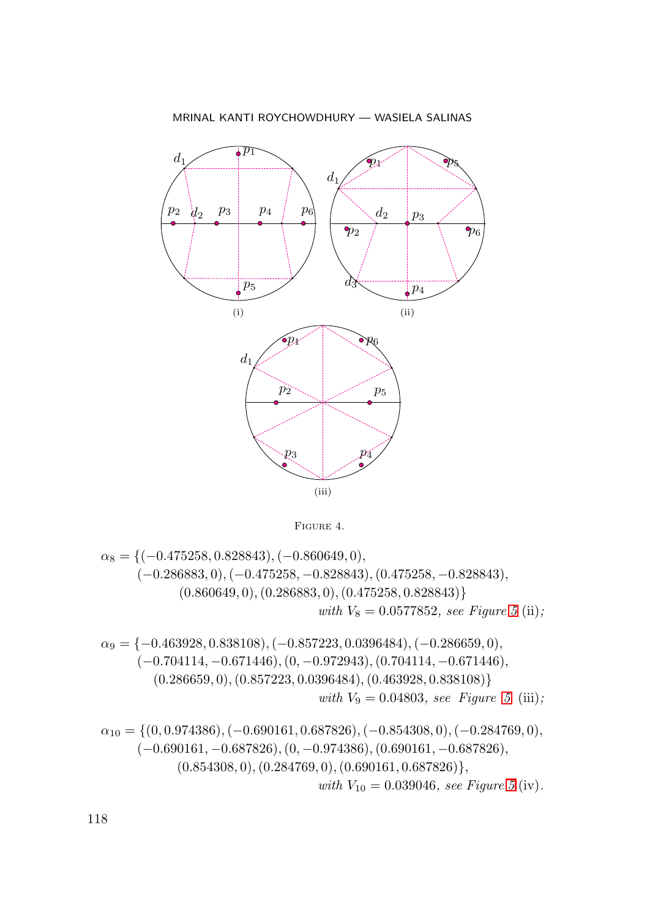FIGURE 4.

$$\alpha_8 = \{(-0.475258, 0.828843), (-0.860649, 0), (-0.286883, 0), (-0.475258, -0.828843), (0.475258, -0.828843), (0.860649, 0), (0.286883, 0), (0.475258, 0.828843)\}$$

*with* $V_8 = 0.0577852$*, see Figure 5* (ii)*;*

$$\alpha_9 = \{-0.463928, 0.838108), (-0.857223, 0.0396484), (-0.286659, 0), (-0.704114, -0.671446), (0, -0.972943), (0.704114, -0.671446), (0.286659, 0), (0.857223, 0.0396484), (0.463928, 0.838108)\}$$

*with* $V_9 = 0.04803$*, see Figure 5* (iii)*;*

$$\alpha_{10} = \{(0, 0.974386), (-0.690161, 0.687826), (-0.854308, 0), (-0.284769, 0), (-0.690161, -0.687826), (0, -0.974386), (0.690161, -0.687826), (0.854308, 0), (0.284769, 0), (0.690161, 0.687826)\},$$

*with* $V_{10} = 0.039046$*, see Figure 5* (iv)*.*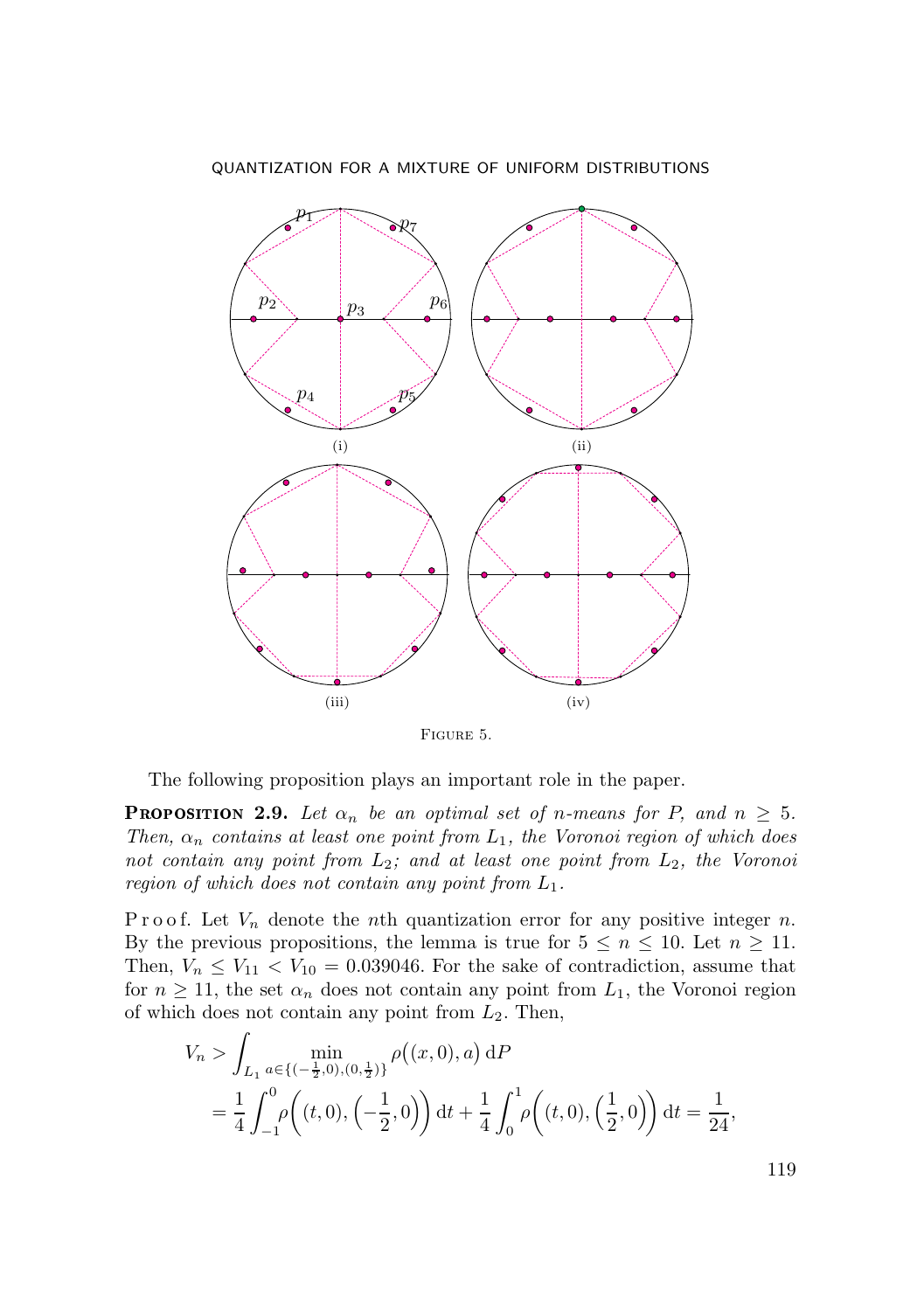FIGURE 5.

The following proposition plays an important role in the paper.

**PROPOSITION 2.9.** *Let $\alpha_n$ be an optimal set of $n$-means for $P$, and $n \geq 5$. Then, $\alpha_n$ contains at least one point from $L_1$, the Voronoi region of which does not contain any point from $L_2$; and at least one point from $L_2$, the Voronoi region of which does not contain any point from $L_1$.*

Proof. Let $V_n$ denote the $n$th quantization error for any positive integer $n$. By the previous propositions, the lemma is true for $5 \leq n \leq 10$. Let $n \geq 11$. Then, $V_n \leq V_{11} < V_{10} = 0.039046$. For the sake of contradiction, assume that for $n \geq 11$, the set $\alpha_n$ does not contain any point from $L_1$, the Voronoi region of which does not contain any point from $L_2$. Then,

$$V_n > \int_{L_1} \min_{a \in \{(-\frac{1}{2}, 0), (0, \frac{1}{2})\}} \rho\big((x,0), a\big) \, \mathrm{d}P$$
$$= \frac{1}{4} \int_{-1}^{0} \rho\bigg((t,0), \Big(-\frac{1}{2}, 0\Big)\bigg) \, \mathrm{d}t + \frac{1}{4} \int_{0}^{1} \rho\bigg((t,0), \Big(\frac{1}{2}, 0\Big)\bigg) \, \mathrm{d}t = \frac{1}{24},$$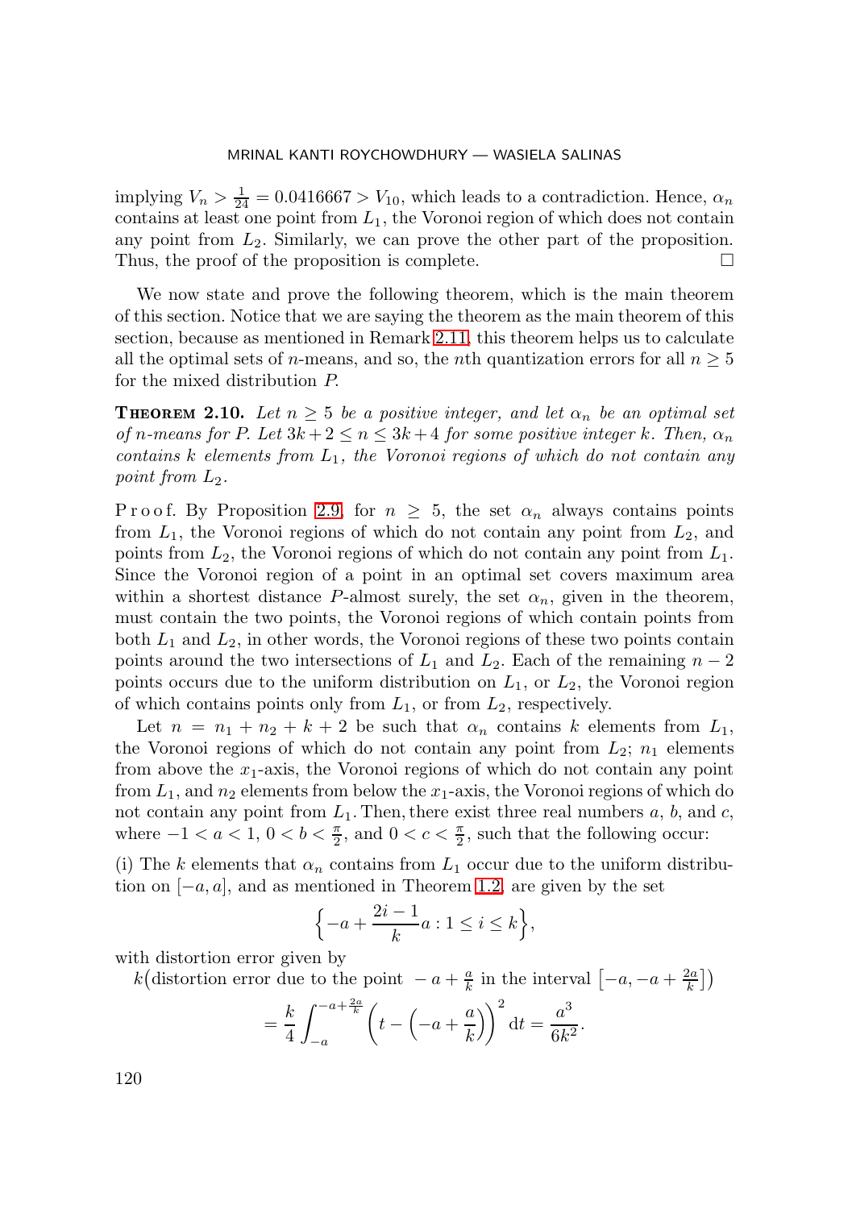implying $V_n > \frac{1}{24} = 0.0416667 > V_{10}$, which leads to a contradiction. Hence, $\alpha_n$ contains at least one point from $L_1$, the Voronoi region of which does not contain any point from $L_2$. Similarly, we can prove the other part of the proposition. Thus, the proof of the proposition is complete. $\square$

We now state and prove the following theorem, which is the main theorem of this section. Notice that we are saying the theorem as the main theorem of this section, because as mentioned in Remark 2.11, this theorem helps us to calculate all the optimal sets of $n$-means, and so, the $n$th quantization errors for all $n \geq 5$ for the mixed distribution $P$.

**Theorem 2.10.** *Let $n \geq 5$ be a positive integer, and let $\alpha_n$ be an optimal set of $n$-means for $P$. Let $3k+2 \leq n \leq 3k+4$ for some positive integer $k$. Then, $\alpha_n$ contains $k$ elements from $L_1$, the Voronoi regions of which do not contain any point from $L_2$.*

Proof. By Proposition 2.9, for $n \geq 5$, the set $\alpha_n$ always contains points from $L_1$, the Voronoi regions of which do not contain any point from $L_2$, and points from $L_2$, the Voronoi regions of which do not contain any point from $L_1$. Since the Voronoi region of a point in an optimal set covers maximum area within a shortest distance $P$-almost surely, the set $\alpha_n$, given in the theorem, must contain the two points, the Voronoi regions of which contain points from both $L_1$ and $L_2$, in other words, the Voronoi regions of these two points contain points around the two intersections of $L_1$ and $L_2$. Each of the remaining $n-2$ points occurs due to the uniform distribution on $L_1$, or $L_2$, the Voronoi region of which contains points only from $L_1$, or from $L_2$, respectively.

Let $n = n_1 + n_2 + k + 2$ be such that $\alpha_n$ contains $k$ elements from $L_1$, the Voronoi regions of which do not contain any point from $L_2$; $n_1$ elements from above the $x_1$-axis, the Voronoi regions of which do not contain any point from $L_1$, and $n_2$ elements from below the $x_1$-axis, the Voronoi regions of which do not contain any point from $L_1$. Then, there exist three real numbers $a$, $b$, and $c$, where $-1 < a < 1$, $0 < b < \frac{\pi}{2}$, and $0 < c < \frac{\pi}{2}$, such that the following occur:

(i) The $k$ elements that $\alpha_n$ contains from $L_1$ occur due to the uniform distribution on $[-a, a]$, and as mentioned in Theorem 1.2, are given by the set

$$\Big\{-a + \frac{2i-1}{k}a : 1 \leq i \leq k\Big\},$$

with distortion error given by

$k\big($distortion error due to the point $-a + \frac{a}{k}$ in the interval $\big[-a, -a + \frac{2a}{k}\big]\big)$

$$= \frac{k}{4}\int_{-a}^{-a+\frac{2a}{k}} \Big(t - \Big(-a + \frac{a}{k}\Big)\Big)^2 \,\mathrm{d}t = \frac{a^3}{6k^2}.$$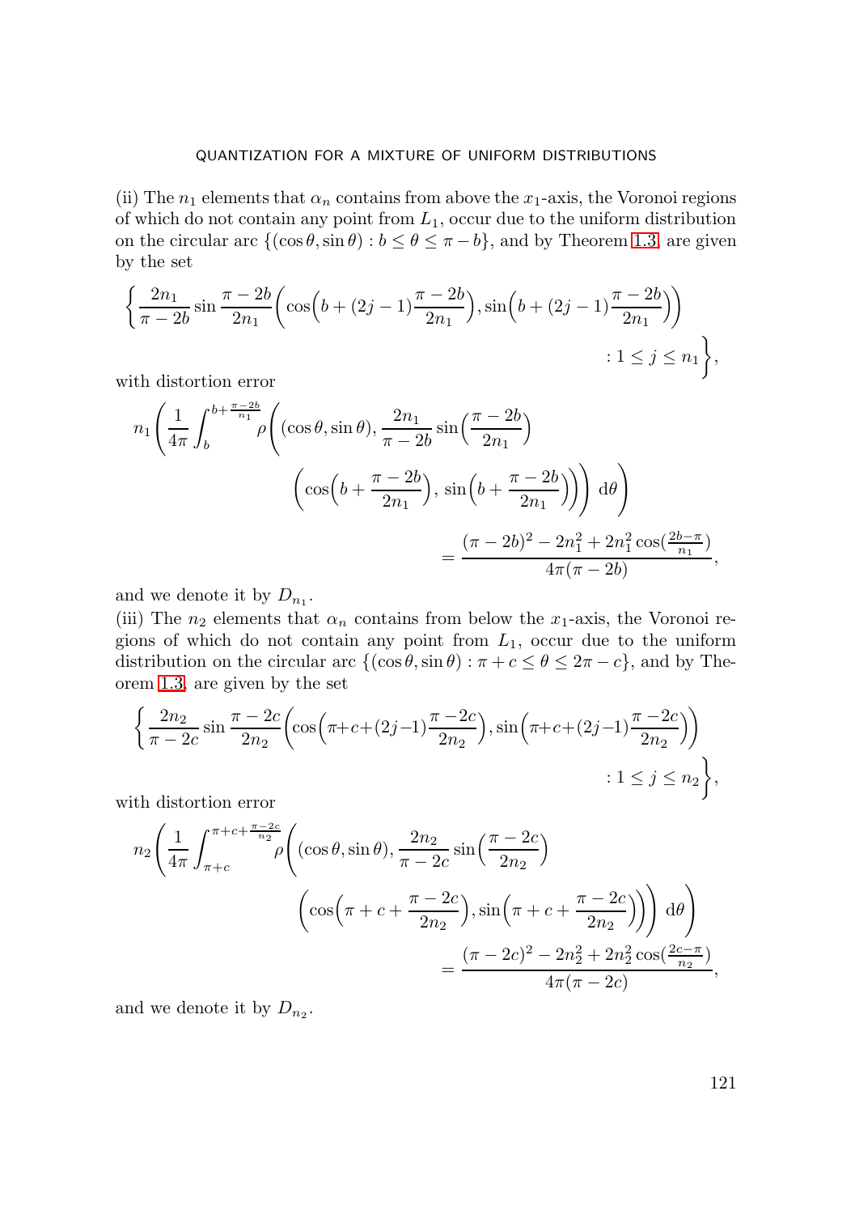(ii) The $n_1$ elements that $\alpha_n$ contains from above the $x_1$-axis, the Voronoi regions of which do not contain any point from $L_1$, occur due to the uniform distribution on the circular arc $\{(\cos\theta, \sin\theta) : b \leq \theta \leq \pi - b\}$, and by Theorem 1.3, are given by the set

$$\Big\{\frac{2n_1}{\pi - 2b}\sin\frac{\pi - 2b}{2n_1}\Big(\cos\Big(b + (2j-1)\frac{\pi - 2b}{2n_1}\Big), \sin\Big(b + (2j-1)\frac{\pi - 2b}{2n_1}\Big)\Big) : 1 \leq j \leq n_1\Big\},$$

with distortion error

$$n_1\Big(\frac{1}{4\pi}\int_b^{b+\frac{\pi-2b}{n_1}} \rho\Big((\cos\theta, \sin\theta), \frac{2n_1}{\pi - 2b}\sin\Big(\frac{\pi - 2b}{2n_1}\Big)\Big(\cos\Big(b + \frac{\pi - 2b}{2n_1}\Big), \sin\Big(b + \frac{\pi - 2b}{2n_1}\Big)\Big)\Big)\, d\theta\Big) = \frac{(\pi - 2b)^2 - 2n_1^2 + 2n_1^2\cos(\frac{2b-\pi}{n_1})}{4\pi(\pi - 2b)},$$

and we denote it by $D_{n_1}$.

(iii) The $n_2$ elements that $\alpha_n$ contains from below the $x_1$-axis, the Voronoi regions of which do not contain any point from $L_1$, occur due to the uniform distribution on the circular arc $\{(\cos\theta, \sin\theta) : \pi + c \leq \theta \leq 2\pi - c\}$, and by Theorem 1.3, are given by the set

$$\Big\{\frac{2n_2}{\pi - 2c}\sin\frac{\pi - 2c}{2n_2}\Big(\cos\Big(\pi + c + (2j-1)\frac{\pi - 2c}{2n_2}\Big), \sin\Big(\pi + c + (2j-1)\frac{\pi - 2c}{2n_2}\Big)\Big) : 1 \leq j \leq n_2\Big\},$$

with distortion error

$$n_2\Big(\frac{1}{4\pi}\int_{\pi+c}^{\pi+c+\frac{\pi-2c}{n_2}} \rho\Big((\cos\theta, \sin\theta), \frac{2n_2}{\pi - 2c}\sin\Big(\frac{\pi - 2c}{2n_2}\Big)\Big(\cos\Big(\pi + c + \frac{\pi - 2c}{2n_2}\Big), \sin\Big(\pi + c + \frac{\pi - 2c}{2n_2}\Big)\Big)\Big)\, d\theta\Big) = \frac{(\pi - 2c)^2 - 2n_2^2 + 2n_2^2\cos(\frac{2c-\pi}{n_2})}{4\pi(\pi - 2c)},$$

and we denote it by $D_{n_2}$.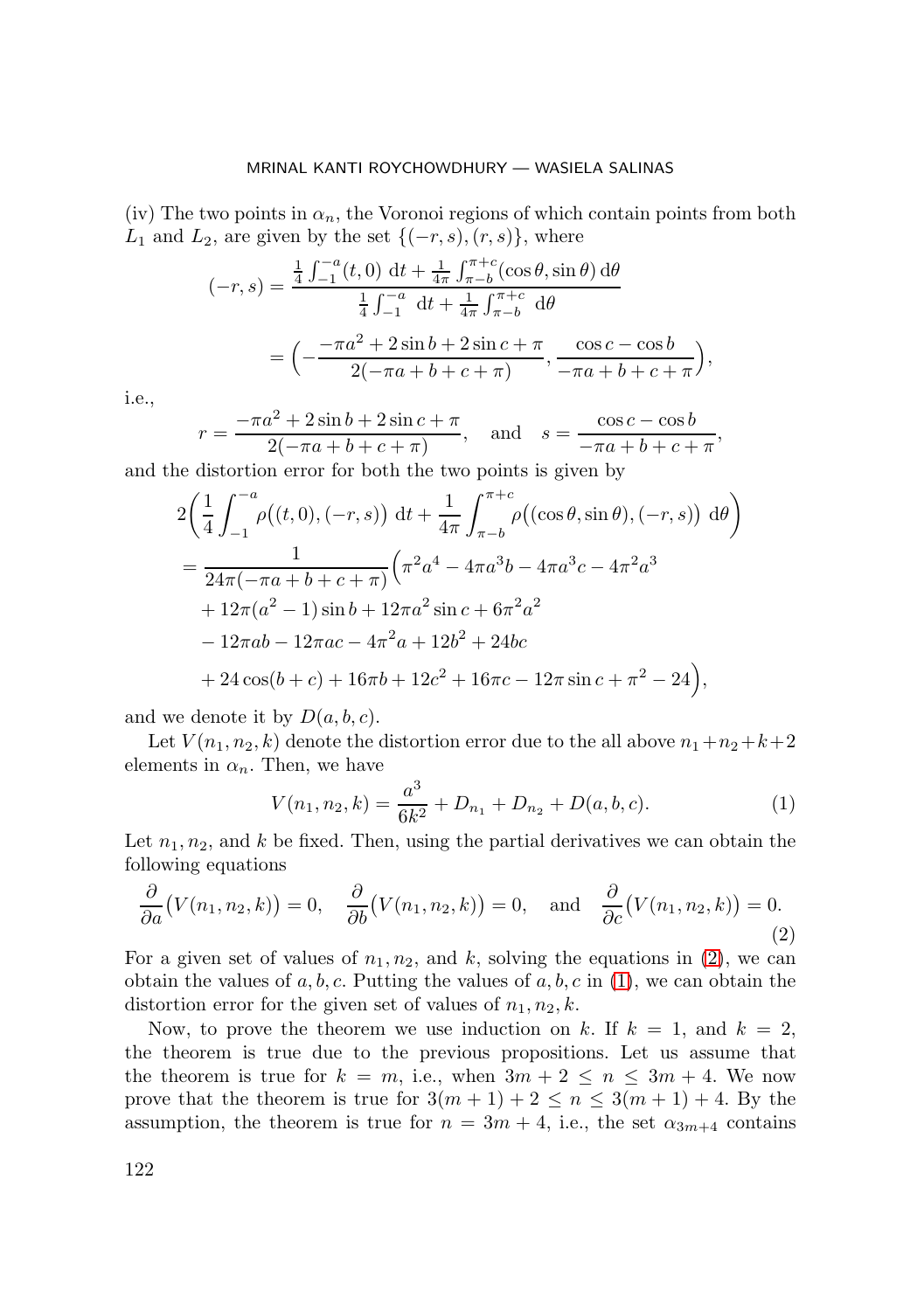(iv) The two points in $\alpha_n$, the Voronoi regions of which contain points from both $L_1$ and $L_2$, are given by the set $\{(-r,s),(r,s)\}$, where

$$(-r,s)=\frac{\frac{1}{4}\int_{-1}^{-a}(t,0)\ \mathrm{d}t+\frac{1}{4\pi}\int_{\pi-b}^{\pi+c}(\cos\theta,\sin\theta)\,\mathrm{d}\theta}{\frac{1}{4}\int_{-1}^{-a}\ \mathrm{d}t+\frac{1}{4\pi}\int_{\pi-b}^{\pi+c}\ \mathrm{d}\theta}$$

$$=\Big(-\frac{-\pi a^2+2\sin b+2\sin c+\pi}{2(-\pi a+b+c+\pi)},\frac{\cos c-\cos b}{-\pi a+b+c+\pi}\Big),$$

i.e.,

$$r=\frac{-\pi a^2+2\sin b+2\sin c+\pi}{2(-\pi a+b+c+\pi)},\quad \text{and}\quad s=\frac{\cos c-\cos b}{-\pi a+b+c+\pi},$$

and the distortion error for both the two points is given by

$$2\Big(\frac{1}{4}\int_{-1}^{-a}\rho\big((t,0),(-r,s)\big)\ \mathrm{d}t+\frac{1}{4\pi}\int_{\pi-b}^{\pi+c}\rho\big((\cos\theta,\sin\theta),(-r,s)\big)\ \mathrm{d}\theta\Big)$$
$$=\frac{1}{24\pi(-\pi a+b+c+\pi)}\Big(\pi^2a^4-4\pi a^3b-4\pi a^3c-4\pi^2a^3$$
$$+12\pi(a^2-1)\sin b+12\pi a^2\sin c+6\pi^2a^2$$
$$-12\pi ab-12\pi ac-4\pi^2a+12b^2+24bc$$
$$+24\cos(b+c)+16\pi b+12c^2+16\pi c-12\pi\sin c+\pi^2-24\Big),$$

and we denote it by $D(a,b,c)$.

Let $V(n_1,n_2,k)$ denote the distortion error due to the all above $n_1+n_2+k+2$ elements in $\alpha_n$. Then, we have

$$V(n_1,n_2,k)=\frac{a^3}{6k^2}+D_{n_1}+D_{n_2}+D(a,b,c). \tag{1}$$

Let $n_1,n_2$, and $k$ be fixed. Then, using the partial derivatives we can obtain the following equations

$$\frac{\partial}{\partial a}\big(V(n_1,n_2,k)\big)=0,\quad \frac{\partial}{\partial b}\big(V(n_1,n_2,k)\big)=0,\quad \text{and}\quad \frac{\partial}{\partial c}\big(V(n_1,n_2,k)\big)=0. \tag{2}$$

For a given set of values of $n_1,n_2$, and $k$, solving the equations in (2), we can obtain the values of $a,b,c$. Putting the values of $a,b,c$ in (1), we can obtain the distortion error for the given set of values of $n_1,n_2,k$.

Now, to prove the theorem we use induction on $k$. If $k=1$, and $k=2$, the theorem is true due to the previous propositions. Let us assume that the theorem is true for $k=m$, i.e., when $3m+2\leq n\leq 3m+4$. We now prove that the theorem is true for $3(m+1)+2\leq n\leq 3(m+1)+4$. By the assumption, the theorem is true for $n=3m+4$, i.e., the set $\alpha_{3m+4}$ contains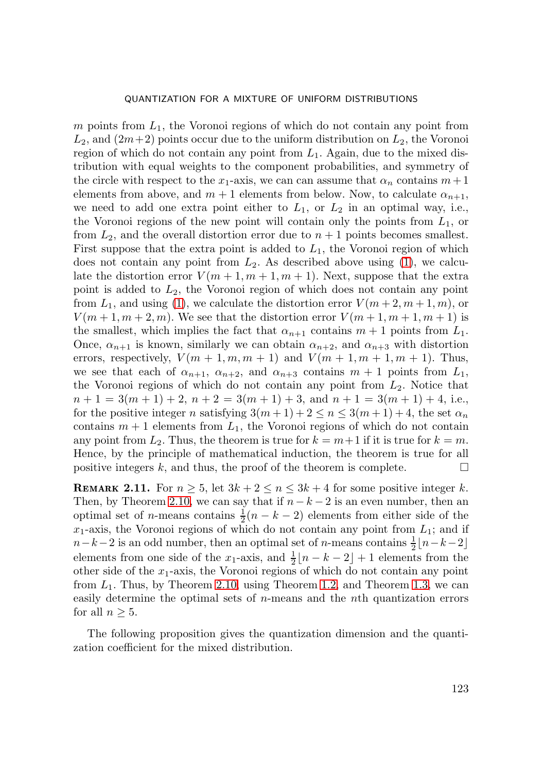$m$ points from $L_1$, the Voronoi regions of which do not contain any point from $L_2$, and $(2m+2)$ points occur due to the uniform distribution on $L_2$, the Voronoi region of which do not contain any point from $L_1$. Again, due to the mixed distribution with equal weights to the component probabilities, and symmetry of the circle with respect to the $x_1$-axis, we can can assume that $\alpha_n$ contains $m+1$ elements from above, and $m+1$ elements from below. Now, to calculate $\alpha_{n+1}$, we need to add one extra point either to $L_1$, or $L_2$ in an optimal way, i.e., the Voronoi regions of the new point will contain only the points from $L_1$, or from $L_2$, and the overall distortion error due to $n+1$ points becomes smallest. First suppose that the extra point is added to $L_1$, the Voronoi region of which does not contain any point from $L_2$. As described above using (1), we calculate the distortion error $V(m+1, m+1, m+1)$. Next, suppose that the extra point is added to $L_2$, the Voronoi region of which does not contain any point from $L_1$, and using (1), we calculate the distortion error $V(m+2, m+1, m)$, or $V(m+1, m+2, m)$. We see that the distortion error $V(m+1, m+1, m+1)$ is the smallest, which implies the fact that $\alpha_{n+1}$ contains $m+1$ points from $L_1$. Once, $\alpha_{n+1}$ is known, similarly we can obtain $\alpha_{n+2}$, and $\alpha_{n+3}$ with distortion errors, respectively, $V(m+1, m, m+1)$ and $V(m+1, m+1, m+1)$. Thus, we see that each of $\alpha_{n+1}$, $\alpha_{n+2}$, and $\alpha_{n+3}$ contains $m+1$ points from $L_1$, the Voronoi regions of which do not contain any point from $L_2$. Notice that $n+1 = 3(m+1)+2$, $n+2 = 3(m+1)+3$, and $n+1 = 3(m+1)+4$, i.e., for the positive integer $n$ satisfying $3(m+1)+2 \leq n \leq 3(m+1)+4$, the set $\alpha_n$ contains $m+1$ elements from $L_1$, the Voronoi regions of which do not contain any point from $L_2$. Thus, the theorem is true for $k = m+1$ if it is true for $k = m$. Hence, by the principle of mathematical induction, the theorem is true for all positive integers $k$, and thus, the proof of the theorem is complete. ☐

**Remark 2.11.** For $n \geq 5$, let $3k+2 \leq n \leq 3k+4$ for some positive integer $k$. Then, by Theorem 2.10, we can say that if $n-k-2$ is an even number, then an optimal set of $n$-means contains $\frac{1}{2}(n-k-2)$ elements from either side of the $x_1$-axis, the Voronoi regions of which do not contain any point from $L_1$; and if $n-k-2$ is an odd number, then an optimal set of $n$-means contains $\frac{1}{2}\lfloor n-k-2 \rfloor$ elements from one side of the $x_1$-axis, and $\frac{1}{2}\lfloor n-k-2 \rfloor + 1$ elements from the other side of the $x_1$-axis, the Voronoi regions of which do not contain any point from $L_1$. Thus, by Theorem 2.10, using Theorem 1.2, and Theorem 1.3, we can easily determine the optimal sets of $n$-means and the $n$th quantization errors for all $n \geq 5$.

The following proposition gives the quantization dimension and the quantization coefficient for the mixed distribution.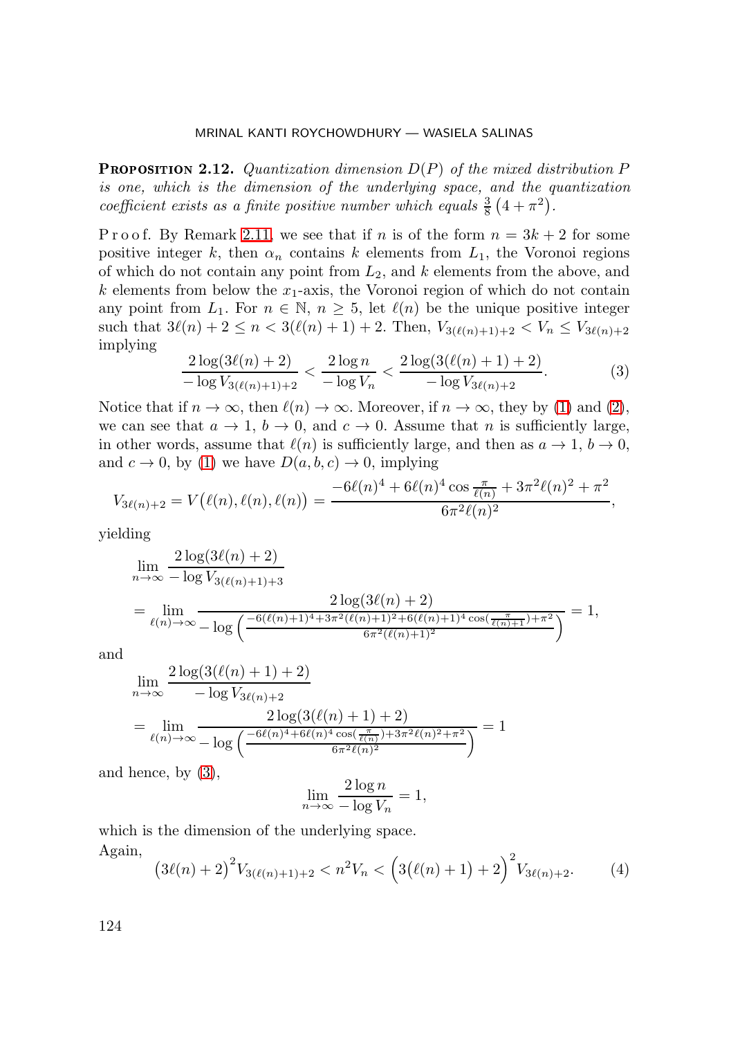**Proposition 2.12.** *Quantization dimension $D(P)$ of the mixed distribution $P$ is one, which is the dimension of the underlying space, and the quantization coefficient exists as a finite positive number which equals $\frac{3}{8}\left(4+\pi^2\right)$.*

P r o o f. By Remark 2.11, we see that if $n$ is of the form $n = 3k+2$ for some positive integer $k$, then $\alpha_n$ contains $k$ elements from $L_1$, the Voronoi regions of which do not contain any point from $L_2$, and $k$ elements from the above, and $k$ elements from below the $x_1$-axis, the Voronoi region of which do not contain any point from $L_1$. For $n \in \mathbb{N}$, $n \geq 5$, let $\ell(n)$ be the unique positive integer such that $3\ell(n)+2 \leq n < 3(\ell(n)+1)+2$. Then, $V_{3(\ell(n)+1)+2} < V_n \leq V_{3\ell(n)+2}$ implying

$$\frac{2\log(3\ell(n)+2)}{-\log V_{3(\ell(n)+1)+2}} < \frac{2\log n}{-\log V_n} < \frac{2\log(3(\ell(n)+1)+2)}{-\log V_{3\ell(n)+2}}. \tag{3}$$

Notice that if $n \to \infty$, then $\ell(n) \to \infty$. Moreover, if $n \to \infty$, they by (1) and (2), we can see that $a \to 1$, $b \to 0$, and $c \to 0$. Assume that $n$ is sufficiently large, in other words, assume that $\ell(n)$ is sufficiently large, and then as $a \to 1$, $b \to 0$, and $c \to 0$, by (1) we have $D(a,b,c) \to 0$, implying

$$V_{3\ell(n)+2} = V\big(\ell(n), \ell(n), \ell(n)\big) = \frac{-6\ell(n)^4 + 6\ell(n)^4 \cos\frac{\pi}{\ell(n)} + 3\pi^2\ell(n)^2 + \pi^2}{6\pi^2\ell(n)^2},$$

yielding

$$\begin{aligned}
&\lim_{n\to\infty} \frac{2\log(3\ell(n)+2)}{-\log V_{3(\ell(n)+1)+3}} \\
&= \lim_{\ell(n)\to\infty} \frac{2\log(3\ell(n)+2)}{-\log\left(\frac{-6(\ell(n)+1)^4 + 3\pi^2(\ell(n)+1)^2 + 6(\ell(n)+1)^4\cos(\frac{\pi}{\ell(n)+1}) + \pi^2}{6\pi^2(\ell(n)+1)^2}\right)} = 1,
\end{aligned}$$

and

$$\begin{aligned}
&\lim_{n\to\infty} \frac{2\log(3(\ell(n)+1)+2)}{-\log V_{3\ell(n)+2}} \\
&= \lim_{\ell(n)\to\infty} \frac{2\log(3(\ell(n)+1)+2)}{-\log\left(\frac{-6\ell(n)^4 + 6\ell(n)^4\cos(\frac{\pi}{\ell(n)}) + 3\pi^2\ell(n)^2 + \pi^2}{6\pi^2\ell(n)^2}\right)} = 1
\end{aligned}$$

and hence, by (3),

$$\lim_{n\to\infty} \frac{2\log n}{-\log V_n} = 1,$$

which is the dimension of the underlying space.

Again,

$$\big(3\ell(n)+2\big)^2 V_{3(\ell(n)+1)+2} < n^2 V_n < \Big(3\big(\ell(n)+1\big)+2\Big)^2 V_{3\ell(n)+2}. \tag{4}$$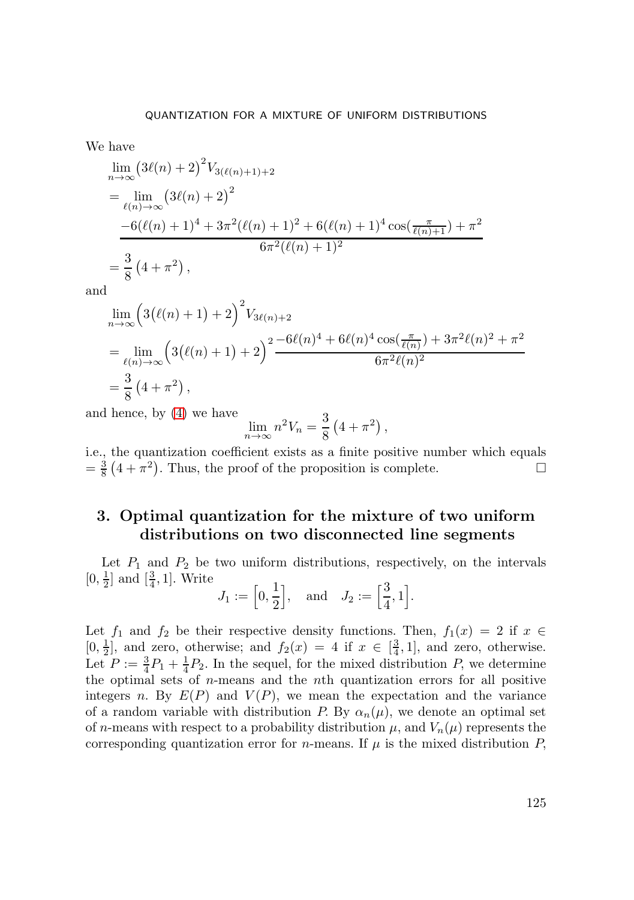We have

$$
\begin{aligned}
&\lim_{n\to\infty}\big(3\ell(n)+2\big)^2 V_{3(\ell(n)+1)+2}\\
&=\lim_{\ell(n)\to\infty}\big(3\ell(n)+2\big)^2\\
&\quad\frac{-6(\ell(n)+1)^4+3\pi^2(\ell(n)+1)^2+6(\ell(n)+1)^4\cos(\frac{\pi}{\ell(n)+1})+\pi^2}{6\pi^2(\ell(n)+1)^2}\\
&=\frac{3}{8}\left(4+\pi^2\right),
\end{aligned}
$$

and

$$
\begin{aligned}
&\lim_{n\to\infty}\Big(3\big(\ell(n)+1\big)+2\Big)^2 V_{3\ell(n)+2}\\
&=\lim_{\ell(n)\to\infty}\Big(3\big(\ell(n)+1\big)+2\Big)^2\frac{-6\ell(n)^4+6\ell(n)^4\cos(\frac{\pi}{\ell(n)})+3\pi^2\ell(n)^2+\pi^2}{6\pi^2\ell(n)^2}\\
&=\frac{3}{8}\left(4+\pi^2\right),
\end{aligned}
$$

and hence, by (4) we have

$$
\lim_{n\to\infty} n^2 V_n=\frac{3}{8}\left(4+\pi^2\right),
$$

i.e., the quantization coefficient exists as a finite positive number which equals $=\frac{3}{8}\left(4+\pi^2\right)$. Thus, the proof of the proposition is complete. □

## 3. Optimal quantization for the mixture of two uniform distributions on two disconnected line segments

Let $P_1$ and $P_2$ be two uniform distributions, respectively, on the intervals $[0,\frac{1}{2}]$ and $[\frac{3}{4},1]$. Write

$$
J_1:=\Big[0,\frac{1}{2}\Big],\quad\text{and}\quad J_2:=\Big[\frac{3}{4},1\Big].
$$

Let $f_1$ and $f_2$ be their respective density functions. Then, $f_1(x)=2$ if $x\in[0,\frac{1}{2}]$, and zero, otherwise; and $f_2(x)=4$ if $x\in[\frac{3}{4},1]$, and zero, otherwise. Let $P:=\frac{3}{4}P_1+\frac{1}{4}P_2$. In the sequel, for the mixed distribution $P$, we determine the optimal sets of $n$-means and the $n$th quantization errors for all positive integers $n$. By $E(P)$ and $V(P)$, we mean the expectation and the variance of a random variable with distribution $P$. By $\alpha_n(\mu)$, we denote an optimal set of $n$-means with respect to a probability distribution $\mu$, and $V_n(\mu)$ represents the corresponding quantization error for $n$-means. If $\mu$ is the mixed distribution $P$,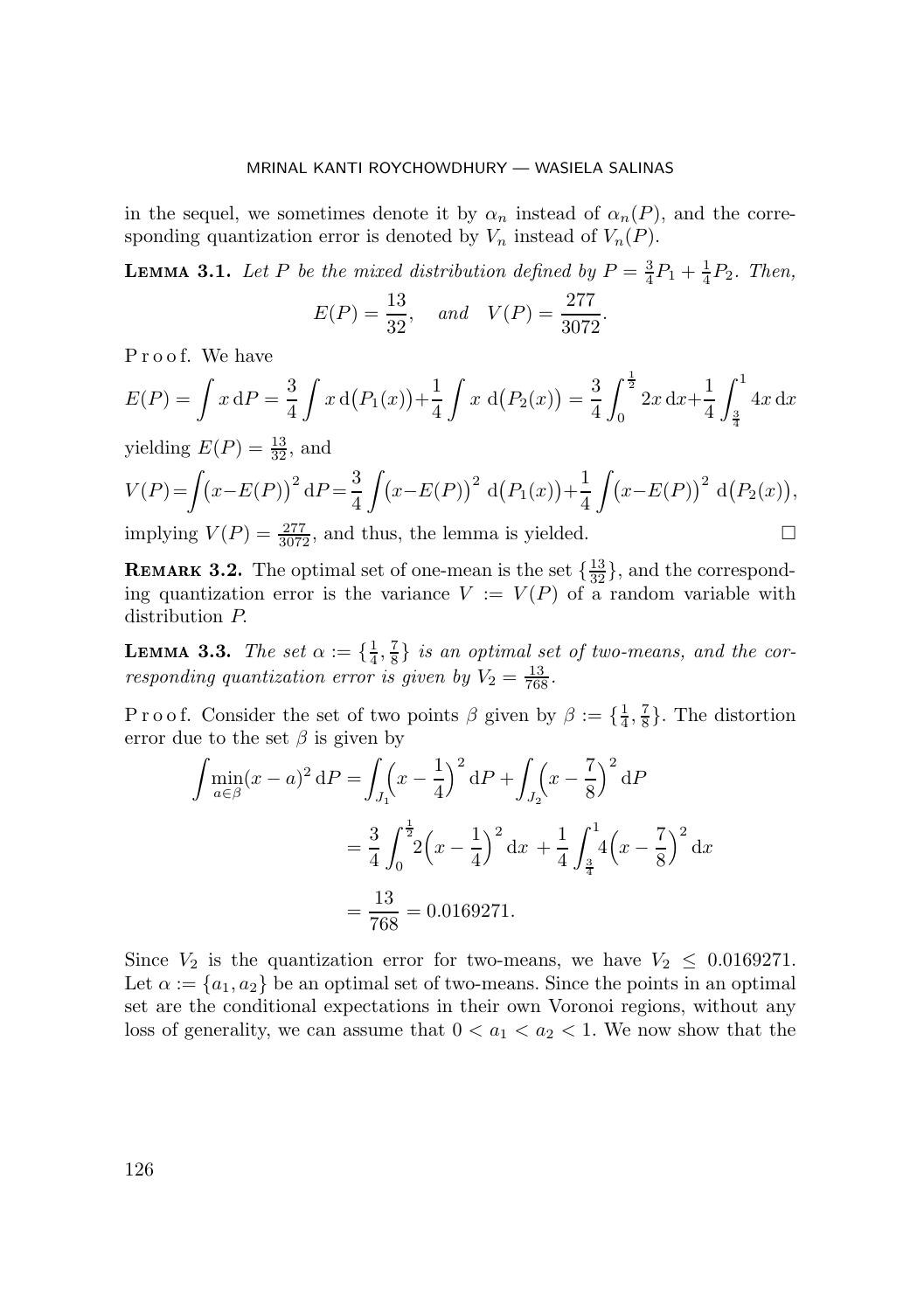in the sequel, we sometimes denote it by $\alpha_n$ instead of $\alpha_n(P)$, and the corresponding quantization error is denoted by $V_n$ instead of $V_n(P)$.

**Lemma 3.1.** *Let $P$ be the mixed distribution defined by $P = \frac{3}{4}P_1 + \frac{1}{4}P_2$. Then,*

$$E(P) = \frac{13}{32}, \quad \textit{and} \quad V(P) = \frac{277}{3072}.$$

P r o o f. We have

$$E(P) = \int x \,\mathrm{d}P = \frac{3}{4}\int x \,\mathrm{d}\big(P_1(x)\big) + \frac{1}{4}\int x \,\mathrm{d}\big(P_2(x)\big) = \frac{3}{4}\int_0^{\frac{1}{2}} 2x \,\mathrm{d}x + \frac{1}{4}\int_{\frac{3}{4}}^1 4x \,\mathrm{d}x$$

yielding $E(P) = \frac{13}{32}$, and

$$V(P) = \int\big(x - E(P)\big)^2 \,\mathrm{d}P = \frac{3}{4}\int\big(x - E(P)\big)^2 \,\mathrm{d}\big(P_1(x)\big) + \frac{1}{4}\int\big(x - E(P)\big)^2 \,\mathrm{d}\big(P_2(x)\big),$$

implying $V(P) = \frac{277}{3072}$, and thus, the lemma is yielded. $\square$

**Remark 3.2.** The optimal set of one-mean is the set $\{\frac{13}{32}\}$, and the corresponding quantization error is the variance $V := V(P)$ of a random variable with distribution $P$.

**Lemma 3.3.** *The set $\alpha := \{\frac{1}{4}, \frac{7}{8}\}$ is an optimal set of two-means, and the corresponding quantization error is given by $V_2 = \frac{13}{768}$.*

P r o o f. Consider the set of two points $\beta$ given by $\beta := \{\frac{1}{4}, \frac{7}{8}\}$. The distortion error due to the set $\beta$ is given by

$$\begin{aligned}
\int \min_{a\in\beta}(x-a)^2 \,\mathrm{d}P &= \int_{J_1}\Big(x - \frac{1}{4}\Big)^2 \,\mathrm{d}P + \int_{J_2}\Big(x - \frac{7}{8}\Big)^2 \,\mathrm{d}P \\
&= \frac{3}{4}\int_0^{\frac{1}{2}} 2\Big(x - \frac{1}{4}\Big)^2 \,\mathrm{d}x + \frac{1}{4}\int_{\frac{3}{4}}^1 4\Big(x - \frac{7}{8}\Big)^2 \,\mathrm{d}x \\
&= \frac{13}{768} = 0.0169271.
\end{aligned}$$

Since $V_2$ is the quantization error for two-means, we have $V_2 \leq 0.0169271$. Let $\alpha := \{a_1, a_2\}$ be an optimal set of two-means. Since the points in an optimal set are the conditional expectations in their own Voronoi regions, without any loss of generality, we can assume that $0 < a_1 < a_2 < 1$. We now show that the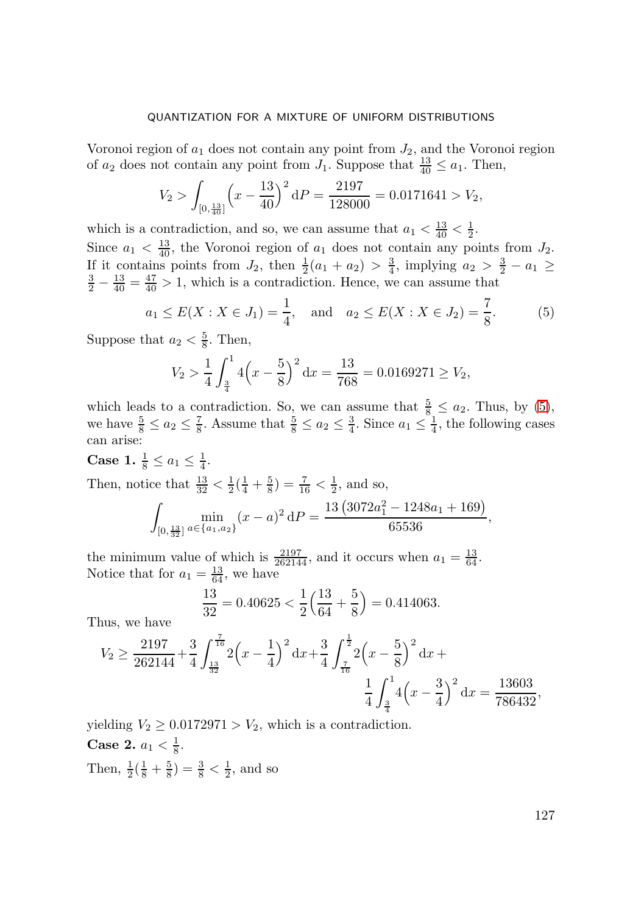Voronoi region of $a_1$ does not contain any point from $J_2$, and the Voronoi region of $a_2$ does not contain any point from $J_1$. Suppose that $\frac{13}{40} \leq a_1$. Then,

$$V_2 > \int_{[0, \frac{13}{40}]} \Big(x - \frac{13}{40}\Big)^2 \, dP = \frac{2197}{128000} = 0.0171641 > V_2,$$

which is a contradiction, and so, we can assume that $a_1 < \frac{13}{40} < \frac{1}{2}$.
Since $a_1 < \frac{13}{40}$, the Voronoi region of $a_1$ does not contain any points from $J_2$. If it contains points from $J_2$, then $\frac{1}{2}(a_1 + a_2) > \frac{3}{4}$, implying $a_2 > \frac{3}{2} - a_1 \geq \frac{3}{2} - \frac{13}{40} = \frac{47}{40} > 1$, which is a contradiction. Hence, we can assume that

$$a_1 \leq E(X : X \in J_1) = \frac{1}{4}, \quad \text{and} \quad a_2 \leq E(X : X \in J_2) = \frac{7}{8}. \tag{5}$$

Suppose that $a_2 < \frac{5}{8}$. Then,

$$V_2 > \frac{1}{4} \int_{\frac{3}{4}}^{1} 4\Big(x - \frac{5}{8}\Big)^2 \, dx = \frac{13}{768} = 0.0169271 \geq V_2,$$

which leads to a contradiction. So, we can assume that $\frac{5}{8} \leq a_2$. Thus, by (5), we have $\frac{5}{8} \leq a_2 \leq \frac{7}{8}$. Assume that $\frac{5}{8} \leq a_2 \leq \frac{3}{4}$. Since $a_1 \leq \frac{1}{4}$, the following cases can arise:

**Case 1.** $\frac{1}{8} \leq a_1 \leq \frac{1}{4}$.

Then, notice that $\frac{13}{32} < \frac{1}{2}(\frac{1}{4} + \frac{5}{8}) = \frac{7}{16} < \frac{1}{2}$, and so,

$$\int_{[0, \frac{13}{32}]} \min_{a \in \{a_1, a_2\}} (x - a)^2 \, dP = \frac{13\left(3072a_1^2 - 1248a_1 + 169\right)}{65536},$$

the minimum value of which is $\frac{2197}{262144}$, and it occurs when $a_1 = \frac{13}{64}$.
Notice that for $a_1 = \frac{13}{64}$, we have

$$\frac{13}{32} = 0.40625 < \frac{1}{2}\Big(\frac{13}{64} + \frac{5}{8}\Big) = 0.414063.$$

Thus, we have

$$V_2 \geq \frac{2197}{262144} + \frac{3}{4} \int_{\frac{13}{32}}^{\frac{7}{16}} 2\Big(x - \frac{1}{4}\Big)^2 \, dx + \frac{3}{4} \int_{\frac{7}{16}}^{\frac{1}{2}} 2\Big(x - \frac{5}{8}\Big)^2 \, dx + \frac{1}{4} \int_{\frac{3}{4}}^{1} 4\Big(x - \frac{3}{4}\Big)^2 \, dx = \frac{13603}{786432},$$

yielding $V_2 \geq 0.0172971 > V_2$, which is a contradiction.

**Case 2.** $a_1 < \frac{1}{8}$.

Then, $\frac{1}{2}(\frac{1}{8} + \frac{5}{8}) = \frac{3}{8} < \frac{1}{2}$, and so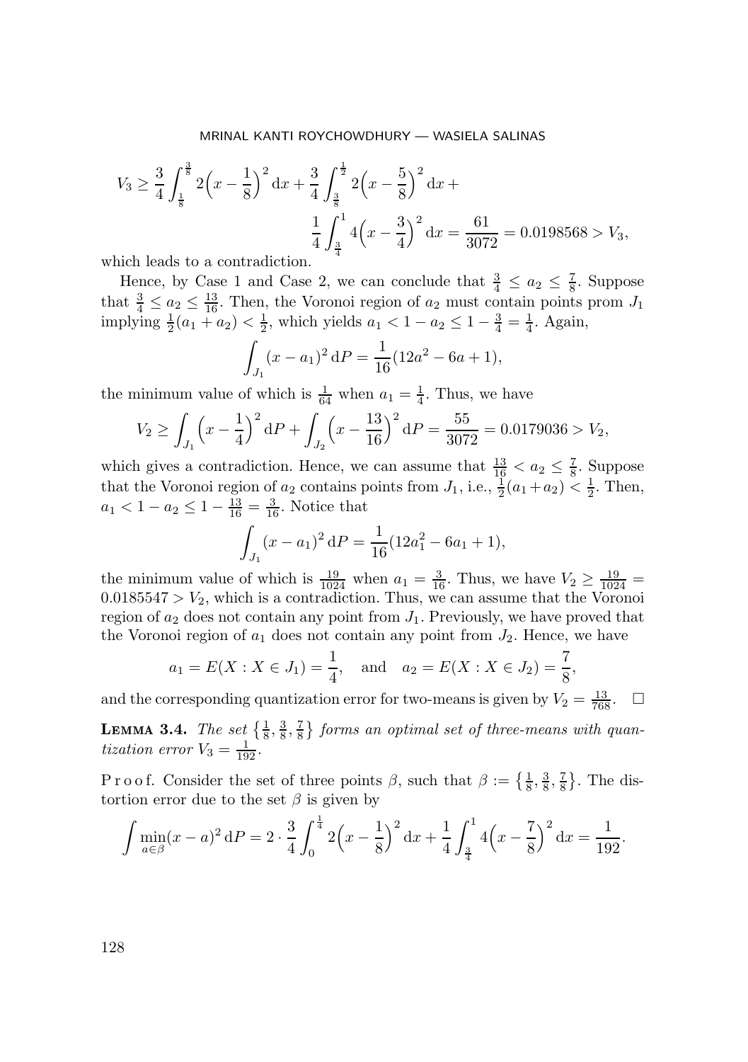$$V_3 \geq \frac{3}{4}\int_{\frac{1}{8}}^{\frac{3}{8}} 2\Big(x-\frac{1}{8}\Big)^2\,\mathrm{d}x + \frac{3}{4}\int_{\frac{3}{8}}^{\frac{1}{2}} 2\Big(x-\frac{5}{8}\Big)^2\,\mathrm{d}x + \frac{1}{4}\int_{\frac{3}{4}}^{1} 4\Big(x-\frac{3}{4}\Big)^2\,\mathrm{d}x = \frac{61}{3072} = 0.0198568 > V_3,$$

which leads to a contradiction.

Hence, by Case 1 and Case 2, we can conclude that $\frac{3}{4} \leq a_2 \leq \frac{7}{8}$. Suppose that $\frac{3}{4} \leq a_2 \leq \frac{13}{16}$. Then, the Voronoi region of $a_2$ must contain points prom $J_1$ implying $\frac{1}{2}(a_1 + a_2) < \frac{1}{2}$, which yields $a_1 < 1 - a_2 \leq 1 - \frac{3}{4} = \frac{1}{4}$. Again,

$$\int_{J_1} (x-a_1)^2\,\mathrm{d}P = \frac{1}{16}(12a^2 - 6a + 1),$$

the minimum value of which is $\frac{1}{64}$ when $a_1 = \frac{1}{4}$. Thus, we have

$$V_2 \geq \int_{J_1}\Big(x-\frac{1}{4}\Big)^2\,\mathrm{d}P + \int_{J_2}\Big(x-\frac{13}{16}\Big)^2\,\mathrm{d}P = \frac{55}{3072} = 0.0179036 > V_2,$$

which gives a contradiction. Hence, we can assume that $\frac{13}{16} < a_2 \leq \frac{7}{8}$. Suppose that the Voronoi region of $a_2$ contains points from $J_1$, i.e., $\frac{1}{2}(a_1+a_2) < \frac{1}{2}$. Then, $a_1 < 1 - a_2 \leq 1 - \frac{13}{16} = \frac{3}{16}$. Notice that

$$\int_{J_1} (x-a_1)^2\,\mathrm{d}P = \frac{1}{16}(12a_1^2 - 6a_1 + 1),$$

the minimum value of which is $\frac{19}{1024}$ when $a_1 = \frac{3}{16}$. Thus, we have $V_2 \geq \frac{19}{1024} = 0.0185547 > V_2$, which is a contradiction. Thus, we can assume that the Voronoi region of $a_2$ does not contain any point from $J_1$. Previously, we have proved that the Voronoi region of $a_1$ does not contain any point from $J_2$. Hence, we have

$$a_1 = E(X : X \in J_1) = \frac{1}{4}, \quad \text{and} \quad a_2 = E(X : X \in J_2) = \frac{7}{8},$$

and the corresponding quantization error for two-means is given by $V_2 = \frac{13}{768}$. $\square$

**Lemma 3.4.** *The set $\left\{\frac{1}{8}, \frac{3}{8}, \frac{7}{8}\right\}$ forms an optimal set of three-means with quantization error $V_3 = \frac{1}{192}$.*

Proof. Consider the set of three points $\beta$, such that $\beta := \left\{\frac{1}{8}, \frac{3}{8}, \frac{7}{8}\right\}$. The distortion error due to the set $\beta$ is given by

$$\int \min_{a\in\beta}(x-a)^2\,\mathrm{d}P = 2\cdot\frac{3}{4}\int_0^{\frac{1}{4}} 2\Big(x-\frac{1}{8}\Big)^2\,\mathrm{d}x + \frac{1}{4}\int_{\frac{3}{4}}^{1} 4\Big(x-\frac{7}{8}\Big)^2\,\mathrm{d}x = \frac{1}{192}.$$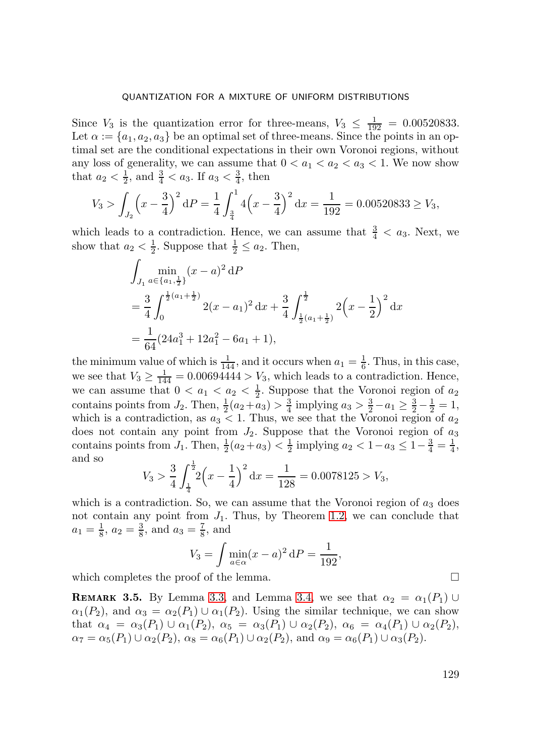Since $V_3$ is the quantization error for three-means, $V_3 \leq \frac{1}{192} = 0.00520833$. Let $\alpha := \{a_1, a_2, a_3\}$ be an optimal set of three-means. Since the points in an optimal set are the conditional expectations in their own Voronoi regions, without any loss of generality, we can assume that $0 < a_1 < a_2 < a_3 < 1$. We now show that $a_2 < \frac{1}{2}$, and $\frac{3}{4} < a_3$. If $a_3 < \frac{3}{4}$, then

$$V_3 > \int_{J_2} \Big(x - \frac{3}{4}\Big)^2 \,\mathrm{d}P = \frac{1}{4} \int_{\frac{3}{4}}^1 4\Big(x - \frac{3}{4}\Big)^2 \,\mathrm{d}x = \frac{1}{192} = 0.00520833 \geq V_3,$$

which leads to a contradiction. Hence, we can assume that $\frac{3}{4} < a_3$. Next, we show that $a_2 < \frac{1}{2}$. Suppose that $\frac{1}{2} \leq a_2$. Then,

$$\begin{aligned}
&\int_{J_1} \min_{a \in \{a_1, \frac{1}{2}\}} (x-a)^2 \,\mathrm{d}P \\
&= \frac{3}{4} \int_0^{\frac{1}{2}(a_1 + \frac{1}{2})} 2(x - a_1)^2 \,\mathrm{d}x + \frac{3}{4} \int_{\frac{1}{2}(a_1 + \frac{1}{2})}^{\frac{1}{2}} 2\Big(x - \frac{1}{2}\Big)^2 \,\mathrm{d}x \\
&= \frac{1}{64}(24a_1^3 + 12a_1^2 - 6a_1 + 1),
\end{aligned}$$

the minimum value of which is $\frac{1}{144}$, and it occurs when $a_1 = \frac{1}{6}$. Thus, in this case, we see that $V_3 \geq \frac{1}{144} = 0.00694444 > V_3$, which leads to a contradiction. Hence, we can assume that $0 < a_1 < a_2 < \frac{1}{2}$. Suppose that the Voronoi region of $a_2$ contains points from $J_2$. Then, $\frac{1}{2}(a_2 + a_3) > \frac{3}{4}$ implying $a_3 > \frac{3}{2} - a_1 \geq \frac{3}{2} - \frac{1}{2} = 1$, which is a contradiction, as $a_3 < 1$. Thus, we see that the Voronoi region of $a_2$ does not contain any point from $J_2$. Suppose that the Voronoi region of $a_3$ contains points from $J_1$. Then, $\frac{1}{2}(a_2 + a_3) < \frac{1}{2}$ implying $a_2 < 1 - a_3 \leq 1 - \frac{3}{4} = \frac{1}{4}$, and so

$$V_3 > \frac{3}{4} \int_{\frac{1}{4}}^{\frac{1}{2}} 2\Big(x - \frac{1}{4}\Big)^2 \,\mathrm{d}x = \frac{1}{128} = 0.0078125 > V_3,$$

which is a contradiction. So, we can assume that the Voronoi region of $a_3$ does not contain any point from $J_1$. Thus, by Theorem 1.2, we can conclude that $a_1 = \frac{1}{8}$, $a_2 = \frac{3}{8}$, and $a_3 = \frac{7}{8}$, and

$$V_3 = \int \min_{a \in \alpha} (x-a)^2 \,\mathrm{d}P = \frac{1}{192},$$

which completes the proof of the lemma. $\square$

**Remark 3.5.** By Lemma 3.3, and Lemma 3.4, we see that $\alpha_2 = \alpha_1(P_1) \cup \alpha_1(P_2)$, and $\alpha_3 = \alpha_2(P_1) \cup \alpha_1(P_2)$. Using the similar technique, we can show that $\alpha_4 = \alpha_3(P_1) \cup \alpha_1(P_2)$, $\alpha_5 = \alpha_3(P_1) \cup \alpha_2(P_2)$, $\alpha_6 = \alpha_4(P_1) \cup \alpha_2(P_2)$, $\alpha_7 = \alpha_5(P_1) \cup \alpha_2(P_2)$, $\alpha_8 = \alpha_6(P_1) \cup \alpha_2(P_2)$, and $\alpha_9 = \alpha_6(P_1) \cup \alpha_3(P_2)$.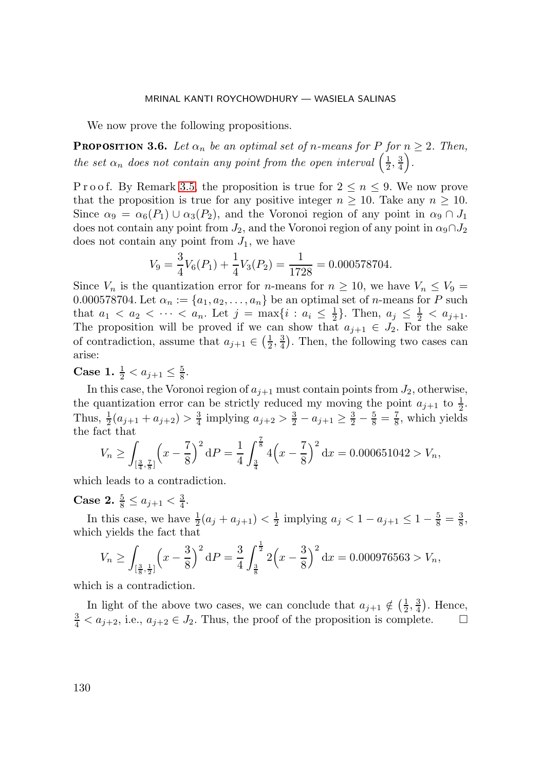We now prove the following propositions.

**Proposition 3.6.** *Let $\alpha_n$ be an optimal set of $n$-means for $P$ for $n \geq 2$. Then, the set $\alpha_n$ does not contain any point from the open interval $\left(\frac{1}{2}, \frac{3}{4}\right)$.*

Proof. By Remark 3.5, the proposition is true for $2 \leq n \leq 9$. We now prove that the proposition is true for any positive integer $n \geq 10$. Take any $n \geq 10$. Since $\alpha_9 = \alpha_6(P_1) \cup \alpha_3(P_2)$, and the Voronoi region of any point in $\alpha_9 \cap J_1$ does not contain any point from $J_2$, and the Voronoi region of any point in $\alpha_9 \cap J_2$ does not contain any point from $J_1$, we have

$$V_9 = \frac{3}{4} V_6(P_1) + \frac{1}{4} V_3(P_2) = \frac{1}{1728} = 0.000578704.$$

Since $V_n$ is the quantization error for $n$-means for $n \geq 10$, we have $V_n \leq V_9 = 0.000578704$. Let $\alpha_n := \{a_1, a_2, \ldots, a_n\}$ be an optimal set of $n$-means for $P$ such that $a_1 < a_2 < \cdots < a_n$. Let $j = \max\{i : a_i \leq \frac{1}{2}\}$. Then, $a_j \leq \frac{1}{2} < a_{j+1}$. The proposition will be proved if we can show that $a_{j+1} \in J_2$. For the sake of contradiction, assume that $a_{j+1} \in \left(\frac{1}{2}, \frac{3}{4}\right)$. Then, the following two cases can arise:

**Case 1.** $\frac{1}{2} < a_{j+1} \leq \frac{5}{8}$.

In this case, the Voronoi region of $a_{j+1}$ must contain points from $J_2$, otherwise, the quantization error can be strictly reduced my moving the point $a_{j+1}$ to $\frac{1}{2}$. Thus, $\frac{1}{2}(a_{j+1} + a_{j+2}) > \frac{3}{4}$ implying $a_{j+2} > \frac{3}{2} - a_{j+1} \geq \frac{3}{2} - \frac{5}{8} = \frac{7}{8}$, which yields the fact that

$$V_n \geq \int_{[\frac{3}{4}, \frac{7}{8}]} \left(x - \frac{7}{8}\right)^2 \mathrm{d}P = \frac{1}{4} \int_{\frac{3}{4}}^{\frac{7}{8}} 4\left(x - \frac{7}{8}\right)^2 \mathrm{d}x = 0.000651042 > V_n,$$

which leads to a contradiction.

**Case 2.** $\frac{5}{8} \leq a_{j+1} < \frac{3}{4}$.

In this case, we have $\frac{1}{2}(a_j + a_{j+1}) < \frac{1}{2}$ implying $a_j < 1 - a_{j+1} \leq 1 - \frac{5}{8} = \frac{3}{8}$, which yields the fact that

$$V_n \geq \int_{[\frac{3}{8}, \frac{1}{2}]} \left(x - \frac{3}{8}\right)^2 \mathrm{d}P = \frac{3}{4} \int_{\frac{3}{8}}^{\frac{1}{2}} 2\left(x - \frac{3}{8}\right)^2 \mathrm{d}x = 0.000976563 > V_n,$$

which is a contradiction.

In light of the above two cases, we can conclude that $a_{j+1} \notin \left(\frac{1}{2}, \frac{3}{4}\right)$. Hence, $\frac{3}{4} < a_{j+2}$, i.e., $a_{j+2} \in J_2$. Thus, the proof of the proposition is complete. $\square$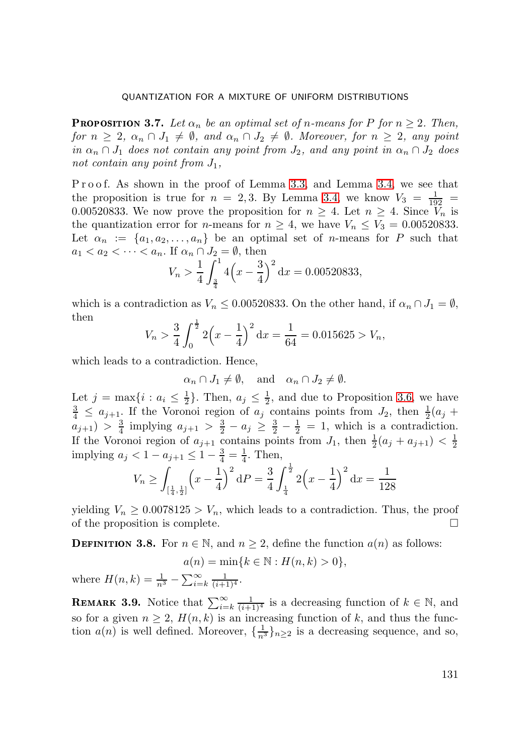**Proposition 3.7.** *Let $\alpha_n$ be an optimal set of $n$-means for $P$ for $n \geq 2$. Then, for $n \geq 2$, $\alpha_n \cap J_1 \neq \emptyset$, and $\alpha_n \cap J_2 \neq \emptyset$. Moreover, for $n \geq 2$, any point in $\alpha_n \cap J_1$ does not contain any point from $J_2$, and any point in $\alpha_n \cap J_2$ does not contain any point from $J_1$,*

Proof. As shown in the proof of Lemma 3.3, and Lemma 3.4, we see that the proposition is true for $n = 2, 3$. By Lemma 3.4, we know $V_3 = \frac{1}{192} = 0.00520833$. We now prove the proposition for $n \geq 4$. Let $n \geq 4$. Since $V_n$ is the quantization error for $n$-means for $n \geq 4$, we have $V_n \leq V_3 = 0.00520833$. Let $\alpha_n := \{a_1, a_2, \ldots, a_n\}$ be an optimal set of $n$-means for $P$ such that $a_1 < a_2 < \cdots < a_n$. If $\alpha_n \cap J_2 = \emptyset$, then

$$V_n > \frac{1}{4}\int_{\frac{3}{4}}^{1} 4\Big(x - \frac{3}{4}\Big)^2 \, dx = 0.00520833,$$

which is a contradiction as $V_n \leq 0.00520833$. On the other hand, if $\alpha_n \cap J_1 = \emptyset$, then

$$V_n > \frac{3}{4}\int_{0}^{\frac{1}{2}} 2\Big(x - \frac{1}{4}\Big)^2 \, dx = \frac{1}{64} = 0.015625 > V_n,$$

which leads to a contradiction. Hence,

$$\alpha_n \cap J_1 \neq \emptyset, \quad \text{and} \quad \alpha_n \cap J_2 \neq \emptyset.$$

Let $j = \max\{i : a_i \leq \frac{1}{2}\}$. Then, $a_j \leq \frac{1}{2}$, and due to Proposition 3.6, we have $\frac{3}{4} \leq a_{j+1}$. If the Voronoi region of $a_j$ contains points from $J_2$, then $\frac{1}{2}(a_j + a_{j+1}) > \frac{3}{4}$ implying $a_{j+1} > \frac{3}{2} - a_j \geq \frac{3}{2} - \frac{1}{2} = 1$, which is a contradiction. If the Voronoi region of $a_{j+1}$ contains points from $J_1$, then $\frac{1}{2}(a_j + a_{j+1}) < \frac{1}{2}$ implying $a_j < 1 - a_{j+1} \leq 1 - \frac{3}{4} = \frac{1}{4}$. Then,

$$V_n \geq \int_{[\frac{1}{4}, \frac{1}{2}]} \Big(x - \frac{1}{4}\Big)^2 \, dP = \frac{3}{4}\int_{\frac{1}{4}}^{\frac{1}{2}} 2\Big(x - \frac{1}{4}\Big)^2 \, dx = \frac{1}{128}$$

yielding $V_n \geq 0.0078125 > V_n$, which leads to a contradiction. Thus, the proof of the proposition is complete. $\square$

**Definition 3.8.** For $n \in \mathbb{N}$, and $n \geq 2$, define the function $a(n)$ as follows:

$$a(n) = \min\{k \in \mathbb{N} : H(n, k) > 0\},$$

where $H(n, k) = \frac{1}{n^3} - \sum_{i=k}^{\infty} \frac{1}{(i+1)^4}$.

**Remark 3.9.** Notice that $\sum_{i=k}^{\infty} \frac{1}{(i+1)^4}$ is a decreasing function of $k \in \mathbb{N}$, and so for a given $n \geq 2$, $H(n, k)$ is an increasing function of $k$, and thus the function $a(n)$ is well defined. Moreover, $\{\frac{1}{n^3}\}_{n \geq 2}$ is a decreasing sequence, and so,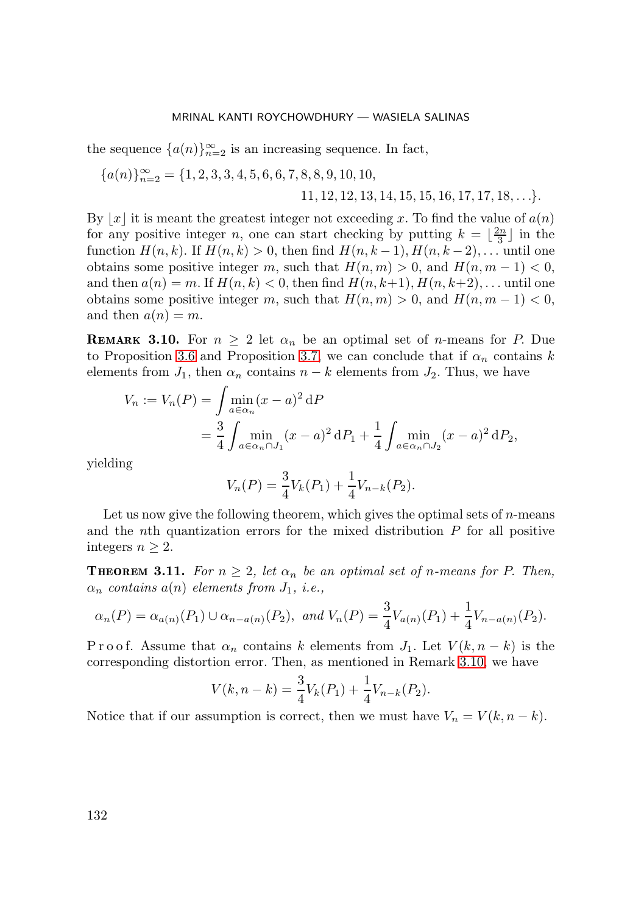the sequence $\{a(n)\}_{n=2}^{\infty}$ is an increasing sequence. In fact,

$$\{a(n)\}_{n=2}^{\infty} = \{1, 2, 3, 3, 4, 5, 6, 6, 7, 8, 8, 9, 10, 10,$$
$$11, 12, 12, 13, 14, 15, 15, 16, 17, 17, 18, \ldots\}.$$

By $\lfloor x \rfloor$ it is meant the greatest integer not exceeding $x$. To find the value of $a(n)$ for any positive integer $n$, one can start checking by putting $k = \lfloor \frac{2n}{3} \rfloor$ in the function $H(n,k)$. If $H(n,k) > 0$, then find $H(n,k-1), H(n,k-2), \ldots$ until one obtains some positive integer $m$, such that $H(n,m) > 0$, and $H(n,m-1) < 0$, and then $a(n) = m$. If $H(n,k) < 0$, then find $H(n,k+1), H(n,k+2), \ldots$ until one obtains some positive integer $m$, such that $H(n,m) > 0$, and $H(n,m-1) < 0$, and then $a(n) = m$.

**Remark 3.10.** For $n \geq 2$ let $\alpha_n$ be an optimal set of $n$-means for $P$. Due to Proposition 3.6 and Proposition 3.7, we can conclude that if $\alpha_n$ contains $k$ elements from $J_1$, then $\alpha_n$ contains $n-k$ elements from $J_2$. Thus, we have

$$V_n := V_n(P) = \int \min_{a \in \alpha_n} (x-a)^2 \, \mathrm{d}P$$
$$= \frac{3}{4} \int \min_{a \in \alpha_n \cap J_1} (x-a)^2 \, \mathrm{d}P_1 + \frac{1}{4} \int \min_{a \in \alpha_n \cap J_2} (x-a)^2 \, \mathrm{d}P_2,$$

yielding

$$V_n(P) = \frac{3}{4} V_k(P_1) + \frac{1}{4} V_{n-k}(P_2).$$

Let us now give the following theorem, which gives the optimal sets of $n$-means and the $n$th quantization errors for the mixed distribution $P$ for all positive integers $n \geq 2$.

**Theorem 3.11.** *For $n \geq 2$, let $\alpha_n$ be an optimal set of $n$-means for $P$. Then, $\alpha_n$ contains $a(n)$ elements from $J_1$, i.e.,*

$$\alpha_n(P) = \alpha_{a(n)}(P_1) \cup \alpha_{n-a(n)}(P_2), \text{ and } V_n(P) = \frac{3}{4} V_{a(n)}(P_1) + \frac{1}{4} V_{n-a(n)}(P_2).$$

Proof. Assume that $\alpha_n$ contains $k$ elements from $J_1$. Let $V(k, n-k)$ is the corresponding distortion error. Then, as mentioned in Remark 3.10, we have

$$V(k, n-k) = \frac{3}{4} V_k(P_1) + \frac{1}{4} V_{n-k}(P_2).$$

Notice that if our assumption is correct, then we must have $V_n = V(k, n-k)$.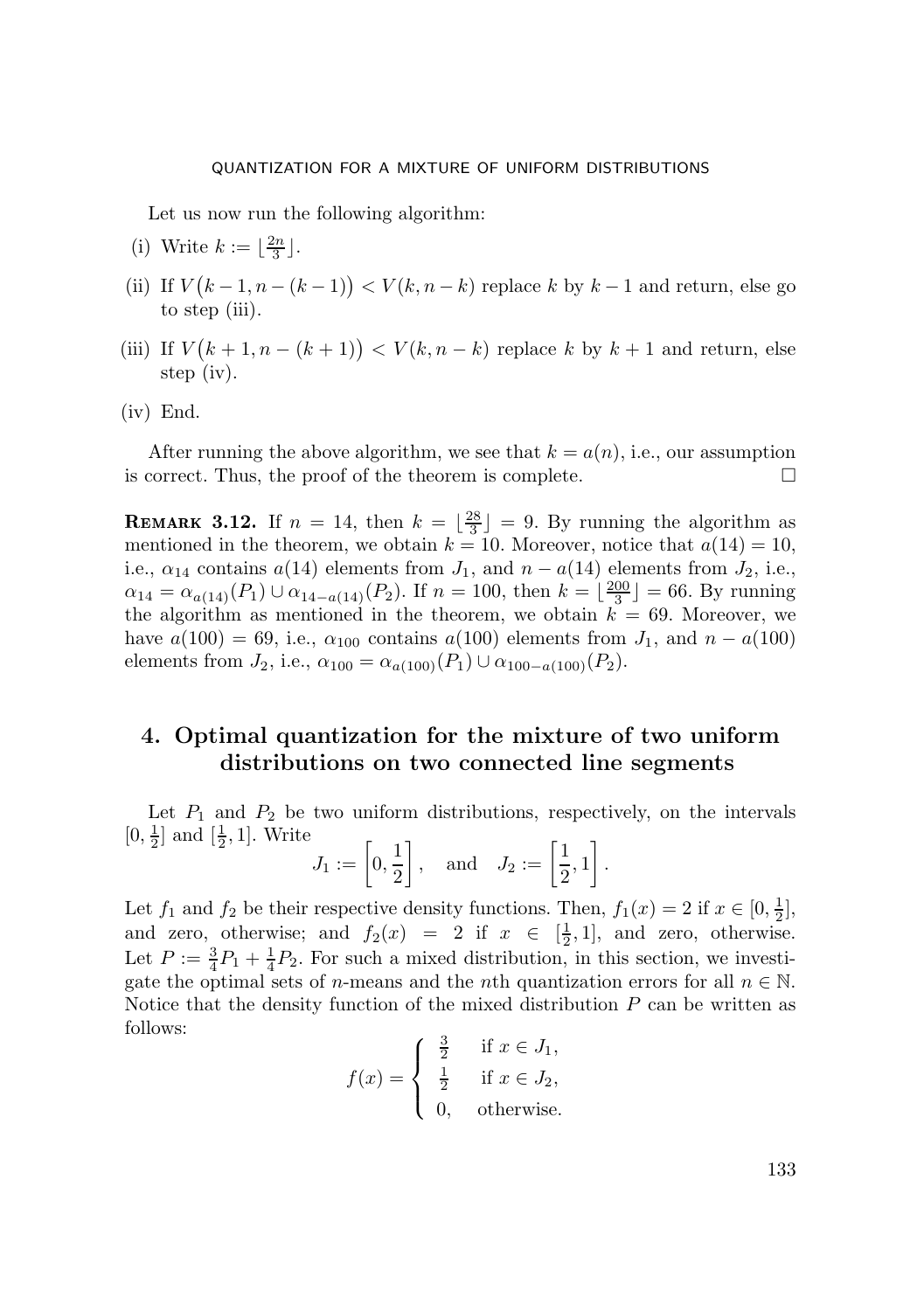Let us now run the following algorithm:

(i) Write $k := \lfloor \frac{2n}{3} \rfloor$.

(ii) If $V\big(k-1, n-(k-1)\big) < V(k, n-k)$ replace $k$ by $k-1$ and return, else go to step (iii).

(iii) If $V\big(k+1, n-(k+1)\big) < V(k, n-k)$ replace $k$ by $k+1$ and return, else step (iv).

(iv) End.

After running the above algorithm, we see that $k = a(n)$, i.e., our assumption is correct. Thus, the proof of the theorem is complete. □

**Remark 3.12.** If $n = 14$, then $k = \lfloor \frac{28}{3} \rfloor = 9$. By running the algorithm as mentioned in the theorem, we obtain $k = 10$. Moreover, notice that $a(14) = 10$, i.e., $\alpha_{14}$ contains $a(14)$ elements from $J_1$, and $n - a(14)$ elements from $J_2$, i.e., $\alpha_{14} = \alpha_{a(14)}(P_1) \cup \alpha_{14-a(14)}(P_2)$. If $n = 100$, then $k = \lfloor \frac{200}{3} \rfloor = 66$. By running the algorithm as mentioned in the theorem, we obtain $k = 69$. Moreover, we have $a(100) = 69$, i.e., $\alpha_{100}$ contains $a(100)$ elements from $J_1$, and $n - a(100)$ elements from $J_2$, i.e., $\alpha_{100} = \alpha_{a(100)}(P_1) \cup \alpha_{100-a(100)}(P_2)$.

## 4. Optimal quantization for the mixture of two uniform distributions on two connected line segments

Let $P_1$ and $P_2$ be two uniform distributions, respectively, on the intervals $[0, \frac{1}{2}]$ and $[\frac{1}{2}, 1]$. Write

$$J_1 := \left[0, \frac{1}{2}\right], \quad \text{and} \quad J_2 := \left[\frac{1}{2}, 1\right].$$

Let $f_1$ and $f_2$ be their respective density functions. Then, $f_1(x) = 2$ if $x \in [0, \frac{1}{2}]$, and zero, otherwise; and $f_2(x) = 2$ if $x \in [\frac{1}{2}, 1]$, and zero, otherwise. Let $P := \frac{3}{4}P_1 + \frac{1}{4}P_2$. For such a mixed distribution, in this section, we investigate the optimal sets of $n$-means and the $n$th quantization errors for all $n \in \mathbb{N}$. Notice that the density function of the mixed distribution $P$ can be written as follows:

$$f(x) = \begin{cases} \frac{3}{2} & \text{if } x \in J_1, \\ \frac{1}{2} & \text{if } x \in J_2, \\ 0, & \text{otherwise.} \end{cases}$$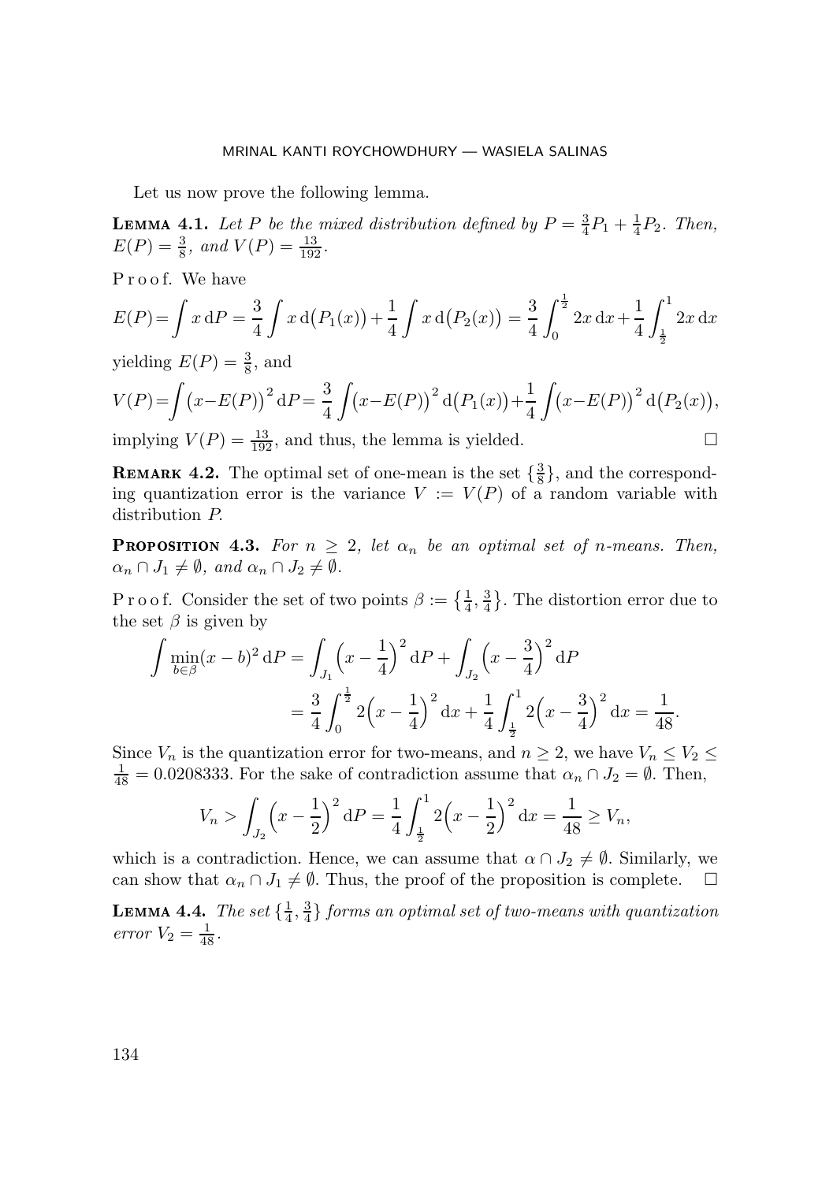Let us now prove the following lemma.

**Lemma 4.1.** *Let $P$ be the mixed distribution defined by $P = \frac{3}{4}P_1 + \frac{1}{4}P_2$. Then, $E(P) = \frac{3}{8}$, and $V(P) = \frac{13}{192}$.*

Proof. We have

$$E(P) = \int x \, \mathrm{d}P = \frac{3}{4}\int x \, \mathrm{d}\big(P_1(x)\big) + \frac{1}{4}\int x \, \mathrm{d}\big(P_2(x)\big) = \frac{3}{4}\int_0^{\frac{1}{2}} 2x \, \mathrm{d}x + \frac{1}{4}\int_{\frac{1}{2}}^1 2x \, \mathrm{d}x$$

yielding $E(P) = \frac{3}{8}$, and

$$V(P) = \int \big(x - E(P)\big)^2 \mathrm{d}P = \frac{3}{4}\int \big(x - E(P)\big)^2 \mathrm{d}\big(P_1(x)\big) + \frac{1}{4}\int \big(x - E(P)\big)^2 \mathrm{d}\big(P_2(x)\big),$$

implying $V(P) = \frac{13}{192}$, and thus, the lemma is yielded. $\square$

**Remark 4.2.** The optimal set of one-mean is the set $\{\frac{3}{8}\}$, and the corresponding quantization error is the variance $V := V(P)$ of a random variable with distribution $P$.

**Proposition 4.3.** *For $n \geq 2$, let $\alpha_n$ be an optimal set of $n$-means. Then, $\alpha_n \cap J_1 \neq \emptyset$, and $\alpha_n \cap J_2 \neq \emptyset$.*

Proof. Consider the set of two points $\beta := \{\frac{1}{4}, \frac{3}{4}\}$. The distortion error due to the set $\beta$ is given by

$$\begin{aligned}
\int \min_{b \in \beta} (x - b)^2 \, \mathrm{d}P &= \int_{J_1} \Big(x - \frac{1}{4}\Big)^2 \mathrm{d}P + \int_{J_2} \Big(x - \frac{3}{4}\Big)^2 \mathrm{d}P \\
&= \frac{3}{4}\int_0^{\frac{1}{2}} 2\Big(x - \frac{1}{4}\Big)^2 \mathrm{d}x + \frac{1}{4}\int_{\frac{1}{2}}^1 2\Big(x - \frac{3}{4}\Big)^2 \mathrm{d}x = \frac{1}{48}.
\end{aligned}$$

Since $V_n$ is the quantization error for two-means, and $n \geq 2$, we have $V_n \leq V_2 \leq \frac{1}{48} = 0.0208333$. For the sake of contradiction assume that $\alpha_n \cap J_2 = \emptyset$. Then,

$$V_n > \int_{J_2} \Big(x - \frac{1}{2}\Big)^2 \mathrm{d}P = \frac{1}{4}\int_{\frac{1}{2}}^1 2\Big(x - \frac{1}{2}\Big)^2 \mathrm{d}x = \frac{1}{48} \geq V_n,$$

which is a contradiction. Hence, we can assume that $\alpha \cap J_2 \neq \emptyset$. Similarly, we can show that $\alpha_n \cap J_1 \neq \emptyset$. Thus, the proof of the proposition is complete. $\square$

**Lemma 4.4.** *The set $\{\frac{1}{4}, \frac{3}{4}\}$ forms an optimal set of two-means with quantization error $V_2 = \frac{1}{48}$.*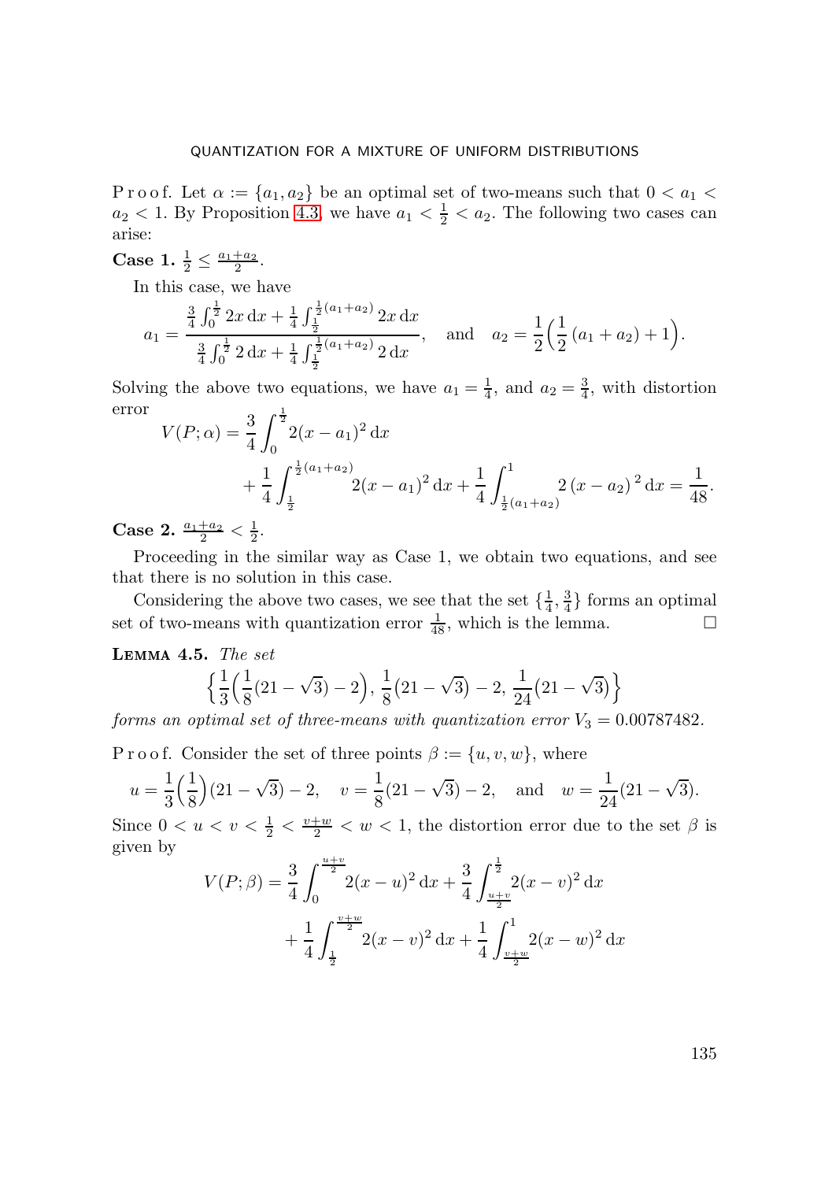P r o o f. Let $\alpha := \{a_1, a_2\}$ be an optimal set of two-means such that $0 < a_1 < a_2 < 1$. By Proposition 4.3, we have $a_1 < \frac{1}{2} < a_2$. The following two cases can arise:

**Case 1.** $\frac{1}{2} \le \frac{a_1+a_2}{2}$.

In this case, we have

$$a_1 = \frac{\frac{3}{4}\int_0^{\frac{1}{2}} 2x\,\mathrm{d}x + \frac{1}{4}\int_{\frac{1}{2}}^{\frac{1}{2}(a_1+a_2)} 2x\,\mathrm{d}x}{\frac{3}{4}\int_0^{\frac{1}{2}} 2\,\mathrm{d}x + \frac{1}{4}\int_{\frac{1}{2}}^{\frac{1}{2}(a_1+a_2)} 2\,\mathrm{d}x}, \quad \text{and} \quad a_2 = \frac{1}{2}\Big(\frac{1}{2}(a_1+a_2)+1\Big).$$

Solving the above two equations, we have $a_1 = \frac{1}{4}$, and $a_2 = \frac{3}{4}$, with distortion error

$$V(P;\alpha) = \frac{3}{4}\int_0^{\frac{1}{2}} 2(x-a_1)^2\,\mathrm{d}x + \frac{1}{4}\int_{\frac{1}{2}}^{\frac{1}{2}(a_1+a_2)} 2(x-a_1)^2\,\mathrm{d}x + \frac{1}{4}\int_{\frac{1}{2}(a_1+a_2)}^{1} 2\,(x-a_2)^2\,\mathrm{d}x = \frac{1}{48}.$$

**Case 2.** $\frac{a_1+a_2}{2} < \frac{1}{2}$.

Proceeding in the similar way as Case 1, we obtain two equations, and see that there is no solution in this case.

Considering the above two cases, we see that the set $\{\frac{1}{4}, \frac{3}{4}\}$ forms an optimal set of two-means with quantization error $\frac{1}{48}$, which is the lemma. $\square$

**Lemma 4.5.** *The set*

$$\Big\{\frac{1}{3}\Big(\frac{1}{8}(21-\sqrt{3})-2\Big),\, \frac{1}{8}(21-\sqrt{3})-2,\, \frac{1}{24}(21-\sqrt{3})\Big\}$$

*forms an optimal set of three-means with quantization error* $V_3 = 0.00787482$.

P r o o f. Consider the set of three points $\beta := \{u, v, w\}$, where

$$u = \frac{1}{3}\Big(\frac{1}{8}\Big)(21-\sqrt{3})-2, \quad v = \frac{1}{8}(21-\sqrt{3})-2, \quad \text{and} \quad w = \frac{1}{24}(21-\sqrt{3}).$$

Since $0 < u < v < \frac{1}{2} < \frac{v+w}{2} < w < 1$, the distortion error due to the set $\beta$ is given by

$$V(P;\beta) = \frac{3}{4}\int_0^{\frac{u+v}{2}} 2(x-u)^2\,\mathrm{d}x + \frac{3}{4}\int_{\frac{u+v}{2}}^{\frac{1}{2}} 2(x-v)^2\,\mathrm{d}x + \frac{1}{4}\int_{\frac{1}{2}}^{\frac{v+w}{2}} 2(x-v)^2\,\mathrm{d}x + \frac{1}{4}\int_{\frac{v+w}{2}}^{1} 2(x-w)^2\,\mathrm{d}x$$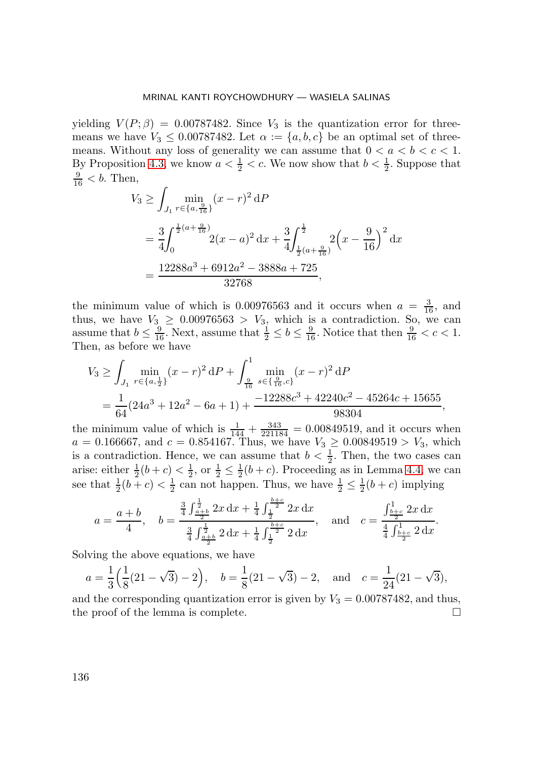yielding $V(P;\beta) = 0.00787482$. Since $V_3$ is the quantization error for three-means we have $V_3 \leq 0.00787482$. Let $\alpha := \{a, b, c\}$ be an optimal set of three-means. Without any loss of generality we can assume that $0 < a < b < c < 1$. By Proposition 4.3, we know $a < \frac{1}{2} < c$. We now show that $b < \frac{1}{2}$. Suppose that $\frac{9}{16} < b$. Then,

$$\begin{aligned}
V_3 &\geq \int_{J_1} \min_{r \in \{a, \frac{9}{16}\}} (x-r)^2 \, \mathrm{d}P \\
&= \frac{3}{4} \int_0^{\frac{1}{2}(a+\frac{9}{16})} 2(x-a)^2 \, \mathrm{d}x + \frac{3}{4} \int_{\frac{1}{2}(a+\frac{9}{16})}^{\frac{1}{2}} 2\Big(x - \frac{9}{16}\Big)^2 \, \mathrm{d}x \\
&= \frac{12288a^3 + 6912a^2 - 3888a + 725}{32768},
\end{aligned}$$

the minimum value of which is $0.00976563$ and it occurs when $a = \frac{3}{16}$, and thus, we have $V_3 \geq 0.00976563 > V_3$, which is a contradiction. So, we can assume that $b \leq \frac{9}{16}$. Next, assume that $\frac{1}{2} \leq b \leq \frac{9}{16}$. Notice that then $\frac{9}{16} < c < 1$. Then, as before we have

$$\begin{aligned}
V_3 &\geq \int_{J_1} \min_{r \in \{a, \frac{1}{2}\}} (x-r)^2 \, \mathrm{d}P + \int_{\frac{9}{16}}^1 \min_{s \in \{\frac{9}{16}, c\}} (x-r)^2 \, \mathrm{d}P \\
&= \frac{1}{64}(24a^3 + 12a^2 - 6a + 1) + \frac{-12288c^3 + 42240c^2 - 45264c + 15655}{98304},
\end{aligned}$$

the minimum value of which is $\frac{1}{144} + \frac{343}{221184} = 0.00849519$, and it occurs when $a = 0.166667$, and $c = 0.854167$. Thus, we have $V_3 \geq 0.00849519 > V_3$, which is a contradiction. Hence, we can assume that $b < \frac{1}{2}$. Then, the two cases can arise: either $\frac{1}{2}(b+c) < \frac{1}{2}$, or $\frac{1}{2} \leq \frac{1}{2}(b+c)$. Proceeding as in Lemma 4.4, we can see that $\frac{1}{2}(b+c) < \frac{1}{2}$ can not happen. Thus, we have $\frac{1}{2} \leq \frac{1}{2}(b+c)$ implying

$$a = \frac{a+b}{4}, \quad b = \frac{\frac{3}{4}\int_{\frac{a+b}{2}}^{\frac{1}{2}} 2x \, \mathrm{d}x + \frac{1}{4}\int_{\frac{1}{2}}^{\frac{b+c}{2}} 2x \, \mathrm{d}x}{\frac{3}{4}\int_{\frac{a+b}{2}}^{\frac{1}{2}} 2 \, \mathrm{d}x + \frac{1}{4}\int_{\frac{1}{2}}^{\frac{b+c}{2}} 2 \, \mathrm{d}x}, \quad \text{and} \quad c = \frac{\int_{\frac{b+c}{2}}^1 2x \, \mathrm{d}x}{\frac{4}{4}\int_{\frac{b+c}{2}}^1 2 \, \mathrm{d}x}.$$

Solving the above equations, we have

$$a = \frac{1}{3}\Big(\frac{1}{8}(21 - \sqrt{3}) - 2\Big), \quad b = \frac{1}{8}(21 - \sqrt{3}) - 2, \quad \text{and} \quad c = \frac{1}{24}(21 - \sqrt{3}),$$

and the corresponding quantization error is given by $V_3 = 0.00787482$, and thus, the proof of the lemma is complete. □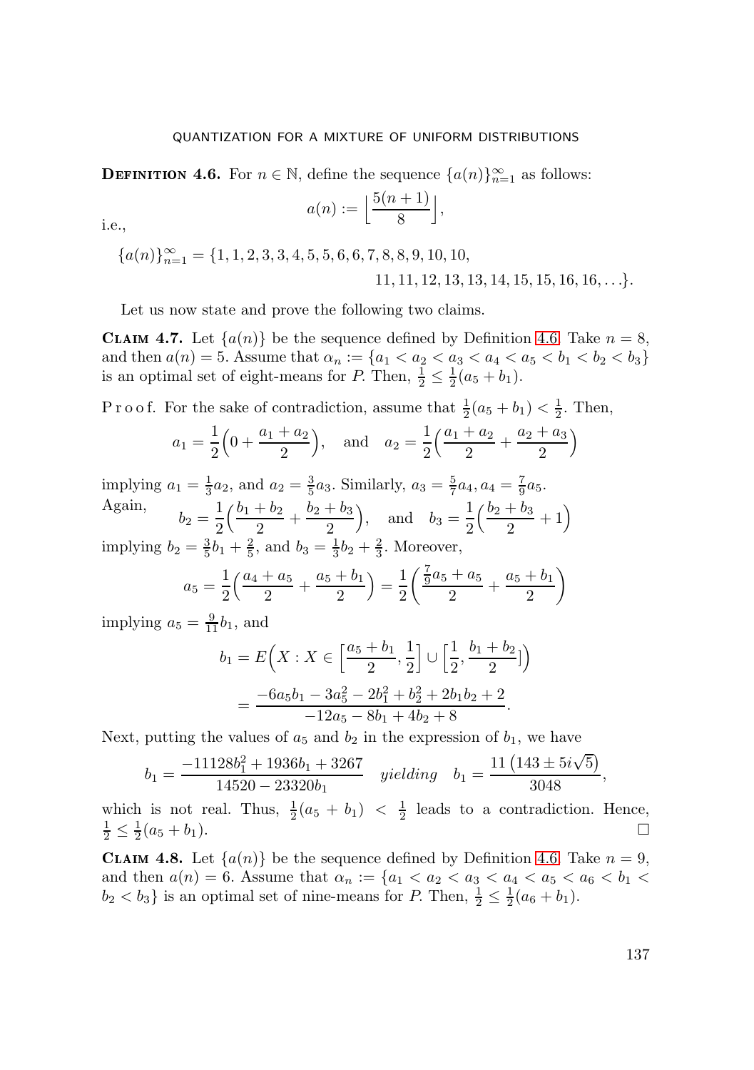**Definition 4.6.** For $n \in \mathbb{N}$, define the sequence $\{a(n)\}_{n=1}^{\infty}$ as follows:

$$a(n) := \Big\lfloor \frac{5(n+1)}{8} \Big\rfloor,$$

i.e.,

$$\{a(n)\}_{n=1}^{\infty} = \{1, 1, 2, 3, 3, 4, 5, 5, 6, 6, 7, 8, 8, 9, 10, 10, 11, 11, 12, 13, 13, 14, 15, 15, 16, 16, \ldots\}.$$

Let us now state and prove the following two claims.

**Claim 4.7.** Let $\{a(n)\}$ be the sequence defined by Definition 4.6. Take $n = 8$, and then $a(n) = 5$. Assume that $\alpha_n := \{a_1 < a_2 < a_3 < a_4 < a_5 < b_1 < b_2 < b_3\}$ is an optimal set of eight-means for $P$. Then, $\frac{1}{2} \leq \frac{1}{2}(a_5 + b_1)$.

*Proof.* For the sake of contradiction, assume that $\frac{1}{2}(a_5 + b_1) < \frac{1}{2}$. Then,

$$a_1 = \frac{1}{2}\Big(0 + \frac{a_1 + a_2}{2}\Big), \quad \text{and} \quad a_2 = \frac{1}{2}\Big(\frac{a_1 + a_2}{2} + \frac{a_2 + a_3}{2}\Big)$$

implying $a_1 = \frac{1}{3}a_2$, and $a_2 = \frac{3}{5}a_3$. Similarly, $a_3 = \frac{5}{7}a_4, a_4 = \frac{7}{9}a_5$. Again,

$$b_2 = \frac{1}{2}\Big(\frac{b_1 + b_2}{2} + \frac{b_2 + b_3}{2}\Big), \quad \text{and} \quad b_3 = \frac{1}{2}\Big(\frac{b_2 + b_3}{2} + 1\Big)$$

implying $b_2 = \frac{3}{5}b_1 + \frac{2}{5}$, and $b_3 = \frac{1}{3}b_2 + \frac{2}{3}$. Moreover,

$$a_5 = \frac{1}{2}\Big(\frac{a_4 + a_5}{2} + \frac{a_5 + b_1}{2}\Big) = \frac{1}{2}\Big(\frac{\frac{7}{9}a_5 + a_5}{2} + \frac{a_5 + b_1}{2}\Big)$$

implying $a_5 = \frac{9}{11}b_1$, and

$$b_1 = E\Big(X : X \in \Big[\frac{a_5 + b_1}{2}, \frac{1}{2}\Big] \cup \Big[\frac{1}{2}, \frac{b_1 + b_2}{2}\Big]\Big)$$

$$= \frac{-6a_5b_1 - 3a_5^2 - 2b_1^2 + b_2^2 + 2b_1b_2 + 2}{-12a_5 - 8b_1 + 4b_2 + 8}.$$

Next, putting the values of $a_5$ and $b_2$ in the expression of $b_1$, we have

$$b_1 = \frac{-11128b_1^2 + 1936b_1 + 3267}{14520 - 23320b_1} \quad \textit{yielding} \quad b_1 = \frac{11\left(143 \pm 5i\sqrt{5}\right)}{3048},$$

which is not real. Thus, $\frac{1}{2}(a_5 + b_1) < \frac{1}{2}$ leads to a contradiction. Hence, $\frac{1}{2} \leq \frac{1}{2}(a_5 + b_1)$. $\square$

**Claim 4.8.** Let $\{a(n)\}$ be the sequence defined by Definition 4.6. Take $n = 9$, and then $a(n) = 6$. Assume that $\alpha_n := \{a_1 < a_2 < a_3 < a_4 < a_5 < a_6 < b_1 < b_2 < b_3\}$ is an optimal set of nine-means for $P$. Then, $\frac{1}{2} \leq \frac{1}{2}(a_6 + b_1)$.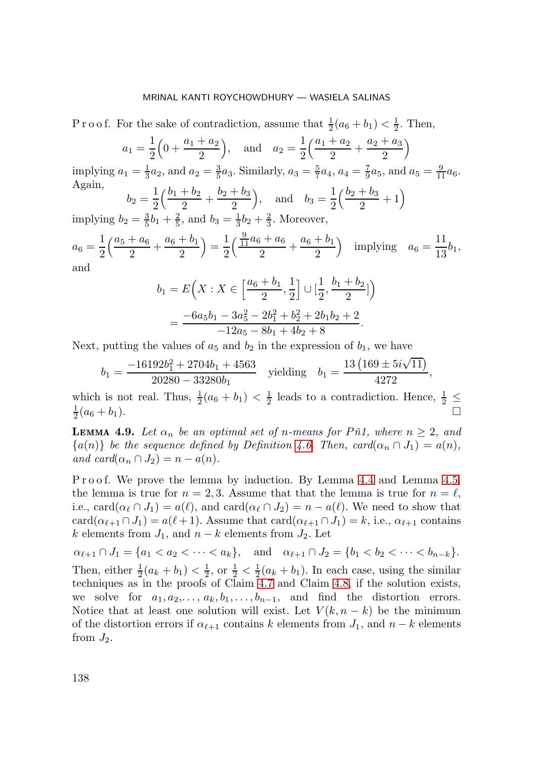P r o o f. For the sake of contradiction, assume that $\frac{1}{2}(a_6 + b_1) < \frac{1}{2}$. Then,

$$a_1 = \frac{1}{2}\Big(0 + \frac{a_1 + a_2}{2}\Big), \quad \text{and} \quad a_2 = \frac{1}{2}\Big(\frac{a_1 + a_2}{2} + \frac{a_2 + a_3}{2}\Big)$$

implying $a_1 = \frac{1}{3}a_2$, and $a_2 = \frac{3}{5}a_3$. Similarly, $a_3 = \frac{5}{7}a_4$, $a_4 = \frac{7}{9}a_5$, and $a_5 = \frac{9}{11}a_6$. Again,

$$b_2 = \frac{1}{2}\Big(\frac{b_1 + b_2}{2} + \frac{b_2 + b_3}{2}\Big), \quad \text{and} \quad b_3 = \frac{1}{2}\Big(\frac{b_2 + b_3}{2} + 1\Big)$$

implying $b_2 = \frac{3}{5}b_1 + \frac{2}{5}$, and $b_3 = \frac{1}{3}b_2 + \frac{2}{3}$. Moreover,

$$a_6 = \frac{1}{2}\Big(\frac{a_5 + a_6}{2} + \frac{a_6 + b_1}{2}\Big) = \frac{1}{2}\Big(\frac{\frac{9}{11}a_6 + a_6}{2} + \frac{a_6 + b_1}{2}\Big) \quad \text{implying} \quad a_6 = \frac{11}{13}b_1,$$

and

$$\begin{aligned} b_1 &= E\Big(X : X \in \Big[\frac{a_6 + b_1}{2}, \frac{1}{2}\Big] \cup [\frac{1}{2}, \frac{b_1 + b_2}{2}]\Big) \\ &= \frac{-6a_5 b_1 - 3a_5^2 - 2b_1^2 + b_2^2 + 2b_1 b_2 + 2}{-12a_5 - 8b_1 + 4b_2 + 8}. \end{aligned}$$

Next, putting the values of $a_5$ and $b_2$ in the expression of $b_1$, we have

$$b_1 = \frac{-16192b_1^2 + 2704b_1 + 4563}{20280 - 33280b_1} \quad \text{yielding} \quad b_1 = \frac{13\left(169 \pm 5i\sqrt{11}\right)}{4272},$$

which is not real. Thus, $\frac{1}{2}(a_6 + b_1) < \frac{1}{2}$ leads to a contradiction. Hence, $\frac{1}{2} \leq \frac{1}{2}(a_6 + b_1)$. □

**Lemma 4.9.** *Let $\alpha_n$ be an optimal set of $n$-means for $P\check{n}1$, where $n \geq 2$, and $\{a(n)\}$ be the sequence defined by Definition 4.6. Then, card$(\alpha_n \cap J_1) = a(n)$, and card$(\alpha_n \cap J_2) = n - a(n)$.*

P r o o f. We prove the lemma by induction. By Lemma 4.4 and Lemma 4.5, the lemma is true for $n = 2, 3$. Assume that that the lemma is true for $n = \ell$, i.e., card$(\alpha_\ell \cap J_1) = a(\ell)$, and card$(\alpha_\ell \cap J_2) = n - a(\ell)$. We need to show that card$(\alpha_{\ell+1} \cap J_1) = a(\ell + 1)$. Assume that card$(\alpha_{\ell+1} \cap J_1) = k$, i.e., $\alpha_{\ell+1}$ contains $k$ elements from $J_1$, and $n - k$ elements from $J_2$. Let

$$\alpha_{\ell+1} \cap J_1 = \{a_1 < a_2 < \cdots < a_k\}, \quad \text{and} \quad \alpha_{\ell+1} \cap J_2 = \{b_1 < b_2 < \cdots < b_{n-k}\}.$$

Then, either $\frac{1}{2}(a_k + b_1) < \frac{1}{2}$, or $\frac{1}{2} < \frac{1}{2}(a_k + b_1)$. In each case, using the similar techniques as in the proofs of Claim 4.7 and Claim 4.8, if the solution exists, we solve for $a_1, a_2, \ldots, a_k, b_1, \ldots, b_{n-1}$, and find the distortion errors. Notice that at least one solution will exist. Let $V(k, n-k)$ be the minimum of the distortion errors if $\alpha_{\ell+1}$ contains $k$ elements from $J_1$, and $n - k$ elements from $J_2$.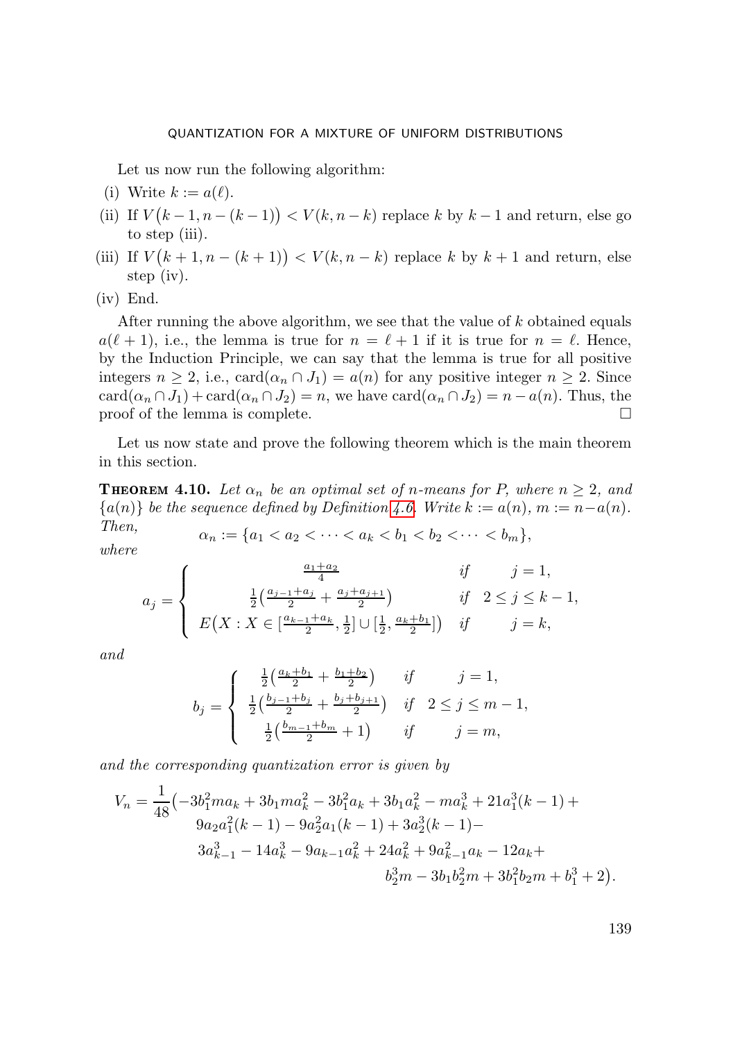Let us now run the following algorithm:

(i) Write $k := a(\ell)$.

(ii) If $V\big(k-1, n-(k-1)\big) < V(k, n-k)$ replace $k$ by $k-1$ and return, else go to step (iii).

(iii) If $V\big(k+1, n-(k+1)\big) < V(k, n-k)$ replace $k$ by $k+1$ and return, else step (iv).

(iv) End.

After running the above algorithm, we see that the value of $k$ obtained equals $a(\ell+1)$, i.e., the lemma is true for $n = \ell+1$ if it is true for $n = \ell$. Hence, by the Induction Principle, we can say that the lemma is true for all positive integers $n \geq 2$, i.e., $\text{card}(\alpha_n \cap J_1) = a(n)$ for any positive integer $n \geq 2$. Since $\text{card}(\alpha_n \cap J_1) + \text{card}(\alpha_n \cap J_2) = n$, we have $\text{card}(\alpha_n \cap J_2) = n - a(n)$. Thus, the proof of the lemma is complete. □

Let us now state and prove the following theorem which is the main theorem in this section.

**Theorem 4.10.** *Let $\alpha_n$ be an optimal set of $n$-means for $P$, where $n \geq 2$, and $\{a(n)\}$ be the sequence defined by Definition 4.6. Write $k := a(n)$, $m := n - a(n)$. Then,*

$$\alpha_n := \{a_1 < a_2 < \cdots < a_k < b_1 < b_2 < \cdots < b_m\},$$

*where*

$$a_j = \begin{cases} \frac{a_1+a_2}{4} & \text{if} \quad j = 1, \\ \frac{1}{2}\big(\frac{a_{j-1}+a_j}{2} + \frac{a_j+a_{j+1}}{2}\big) & \text{if} \quad 2 \leq j \leq k-1, \\ E\big(X : X \in [\frac{a_{k-1}+a_k}{2}, \frac{1}{2}] \cup [\frac{1}{2}, \frac{a_k+b_1}{2}]\big) & \text{if} \quad j = k, \end{cases}$$

*and*

$$b_j = \begin{cases} \frac{1}{2}\big(\frac{a_k+b_1}{2} + \frac{b_1+b_2}{2}\big) & \text{if} \quad j = 1, \\ \frac{1}{2}\big(\frac{b_{j-1}+b_j}{2} + \frac{b_j+b_{j+1}}{2}\big) & \text{if} \quad 2 \leq j \leq m-1, \\ \frac{1}{2}\big(\frac{b_{m-1}+b_m}{2} + 1\big) & \text{if} \quad j = m, \end{cases}$$

*and the corresponding quantization error is given by*

$$\begin{aligned} V_n = \frac{1}{48}\big(&-3b_1^2 m a_k + 3b_1 m a_k^2 - 3b_1^2 a_k + 3b_1 a_k^2 - m a_k^3 + 21 a_1^3(k-1) + \\ &9a_2 a_1^2(k-1) - 9a_2^2 a_1(k-1) + 3a_2^3(k-1) - \\ &3a_{k-1}^3 - 14a_k^3 - 9a_{k-1}a_k^2 + 24a_k^2 + 9a_{k-1}^2 a_k - 12a_k + \\ &b_2^3 m - 3b_1 b_2^2 m + 3b_1^2 b_2 m + b_1^3 + 2\big). \end{aligned}$$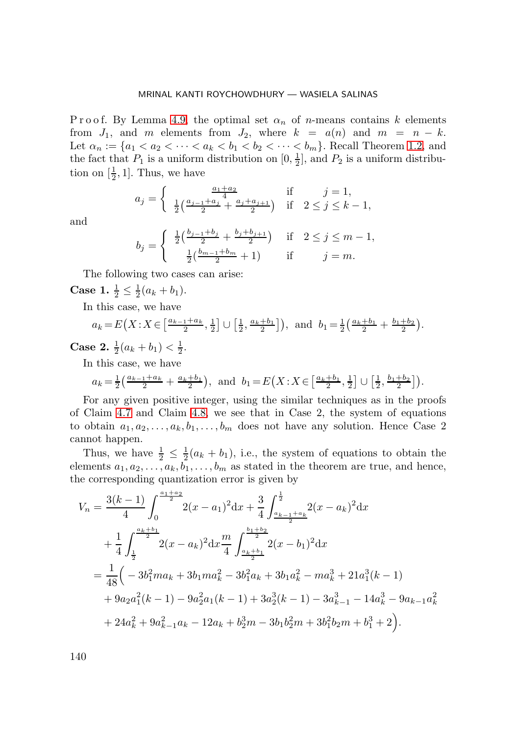P r o o f. By Lemma 4.9, the optimal set $\alpha_n$ of $n$-means contains $k$ elements from $J_1$, and $m$ elements from $J_2$, where $k = a(n)$ and $m = n - k$. Let $\alpha_n := \{a_1 < a_2 < \cdots < a_k < b_1 < b_2 < \cdots < b_m\}$. Recall Theorem 1.2, and the fact that $P_1$ is a uniform distribution on $[0, \frac{1}{2}]$, and $P_2$ is a uniform distribution on $[\frac{1}{2}, 1]$. Thus, we have

$$a_j = \begin{cases} \frac{a_1+a_2}{4} & \text{if} \quad j = 1, \\ \frac{1}{2}\big(\frac{a_{j-1}+a_j}{2} + \frac{a_j+a_{j+1}}{2}\big) & \text{if} \quad 2 \le j \le k-1, \end{cases}$$

and

$$b_j = \begin{cases} \frac{1}{2}\big(\frac{b_{j-1}+b_j}{2} + \frac{b_j+b_{j+1}}{2}\big) & \text{if} \quad 2 \le j \le m-1, \\ \frac{1}{2}\big(\frac{b_{m-1}+b_m}{2} + 1\big) & \text{if} \quad j = m. \end{cases}$$

The following two cases can arise:

**Case 1.** $\frac{1}{2} \le \frac{1}{2}(a_k + b_1)$.

In this case, we have

$$a_k = E\big(X : X \in \big[\tfrac{a_{k-1}+a_k}{2}, \tfrac{1}{2}\big] \cup \big[\tfrac{1}{2}, \tfrac{a_k+b_1}{2}\big]\big), \text{ and } b_1 = \tfrac{1}{2}\big(\tfrac{a_k+b_1}{2} + \tfrac{b_1+b_2}{2}\big).$$

**Case 2.** $\frac{1}{2}(a_k + b_1) < \frac{1}{2}$.

In this case, we have

$$a_k = \tfrac{1}{2}\big(\tfrac{a_{k-1}+a_k}{2} + \tfrac{a_k+b_1}{2}\big), \text{ and } b_1 = E\big(X : X \in \big[\tfrac{a_k+b_1}{2}, \tfrac{1}{2}\big] \cup \big[\tfrac{1}{2}, \tfrac{b_1+b_2}{2}\big]\big).$$

For any given positive integer, using the similar techniques as in the proofs of Claim 4.7 and Claim 4.8, we see that in Case 2, the system of equations to obtain $a_1, a_2, \ldots, a_k, b_1, \ldots, b_m$ does not have any solution. Hence Case 2 cannot happen.

Thus, we have $\frac{1}{2} \le \frac{1}{2}(a_k + b_1)$, i.e., the system of equations to obtain the elements $a_1, a_2, \ldots, a_k, b_1, \ldots, b_m$ as stated in the theorem are true, and hence, the corresponding quantization error is given by

$$\begin{aligned} V_n &= \frac{3(k-1)}{4} \int_0^{\frac{a_1+a_2}{2}} 2(x-a_1)^2 \mathrm{d}x + \frac{3}{4} \int_{\frac{a_{k-1}+a_k}{2}}^{\frac{1}{2}} 2(x-a_k)^2 \mathrm{d}x \\ &\quad + \frac{1}{4} \int_{\frac{1}{2}}^{\frac{a_k+b_1}{2}} 2(x-a_k)^2 \mathrm{d}x \frac{m}{4} \int_{\frac{a_k+b_1}{2}}^{\frac{b_1+b_2}{2}} 2(x-b_1)^2 \mathrm{d}x \\ &= \frac{1}{48}\Big( -3b_1^2 m a_k + 3b_1 m a_k^2 - 3b_1^2 a_k + 3b_1 a_k^2 - m a_k^3 + 21a_1^3(k-1) \\ &\quad + 9a_2 a_1^2(k-1) - 9a_2^2 a_1(k-1) + 3a_2^3(k-1) - 3a_{k-1}^3 - 14a_k^3 - 9a_{k-1}a_k^2 \\ &\quad + 24a_k^2 + 9a_{k-1}^2 a_k - 12a_k + b_2^3 m - 3b_1 b_2^2 m + 3b_1^2 b_2 m + b_1^3 + 2\Big). \end{aligned}$$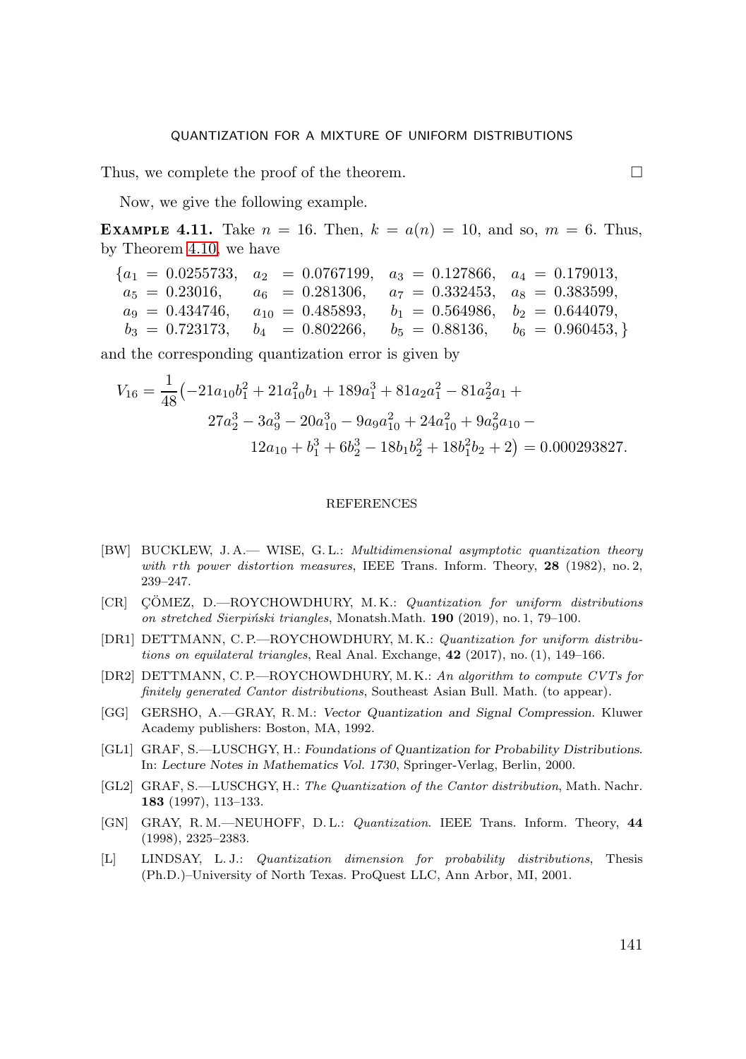Thus, we complete the proof of the theorem. □

Now, we give the following example.

**Example 4.11.** Take $n = 16$. Then, $k = a(n) = 10$, and so, $m = 6$. Thus, by Theorem 4.10, we have

$$
\begin{aligned}
\{a_1 &= 0.0255733, & a_2 &= 0.0767199, & a_3 &= 0.127866, & a_4 &= 0.179013,\\
a_5 &= 0.23016, & a_6 &= 0.281306, & a_7 &= 0.332453, & a_8 &= 0.383599,\\
a_9 &= 0.434746, & a_{10} &= 0.485893, & b_1 &= 0.564986, & b_2 &= 0.644079,\\
b_3 &= 0.723173, & b_4 &= 0.802266, & b_5 &= 0.88136, & b_6 &= 0.960453,\}
\end{aligned}
$$

and the corresponding quantization error is given by

$$
\begin{aligned}
V_{16} = \frac{1}{48}\big(&-21a_{10}b_1^2 + 21a_{10}^2b_1 + 189a_1^3 + 81a_2a_1^2 - 81a_2^2a_1 +\\
&27a_2^3 - 3a_9^3 - 20a_{10}^3 - 9a_9a_{10}^2 + 24a_{10}^2 + 9a_9^2a_{10} -\\
&12a_{10} + b_1^3 + 6b_2^3 - 18b_1b_2^2 + 18b_1^2b_2 + 2\big) = 0.000293827.
\end{aligned}
$$

## REFERENCES

- [BW] BUCKLEW, J. A.— WISE, G. L.: *Multidimensional asymptotic quantization theory with rth power distortion measures*, IEEE Trans. Inform. Theory, **28** (1982), no. 2, 239–247.
- [CR] ÇÖMEZ, D.—ROYCHOWDHURY, M. K.: *Quantization for uniform distributions on stretched Sierpiński triangles*, Monatsh.Math. **190** (2019), no. 1, 79–100.
- [DR1] DETTMANN, C. P.—ROYCHOWDHURY, M. K.: *Quantization for uniform distributions on equilateral triangles*, Real Anal. Exchange, **42** (2017), no. (1), 149–166.
- [DR2] DETTMANN, C. P.—ROYCHOWDHURY, M. K.: *An algorithm to compute CVTs for finitely generated Cantor distributions*, Southeast Asian Bull. Math. (to appear).
- [GG] GERSHO, A.—GRAY, R. M.: *Vector Quantization and Signal Compression*. Kluwer Academy publishers: Boston, MA, 1992.
- [GL1] GRAF, S.—LUSCHGY, H.: *Foundations of Quantization for Probability Distributions*. In: *Lecture Notes in Mathematics Vol. 1730*, Springer-Verlag, Berlin, 2000.
- [GL2] GRAF, S.—LUSCHGY, H.: *The Quantization of the Cantor distribution*, Math. Nachr. **183** (1997), 113–133.
- [GN] GRAY, R. M.—NEUHOFF, D. L.: *Quantization*. IEEE Trans. Inform. Theory, **44** (1998), 2325–2383.
- [L] LINDSAY, L. J.: *Quantization dimension for probability distributions*, Thesis (Ph.D.)–University of North Texas. ProQuest LLC, Ann Arbor, MI, 2001.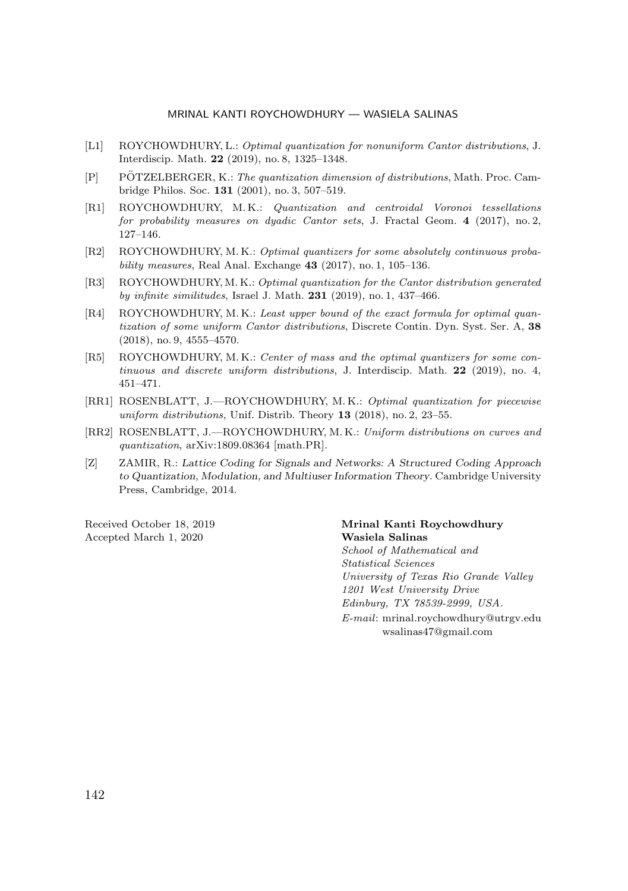- [L1] ROYCHOWDHURY, L.: *Optimal quantization for nonuniform Cantor distributions*, J. Interdiscip. Math. **22** (2019), no. 8, 1325–1348.
- [P] PÖTZELBERGER, K.: *The quantization dimension of distributions*, Math. Proc. Cambridge Philos. Soc. **131** (2001), no. 3, 507–519.
- [R1] ROYCHOWDHURY, M. K.: *Quantization and centroidal Voronoi tessellations for probability measures on dyadic Cantor sets*, J. Fractal Geom. **4** (2017), no. 2, 127–146.
- [R2] ROYCHOWDHURY, M. K.: *Optimal quantizers for some absolutely continuous probability measures*, Real Anal. Exchange **43** (2017), no. 1, 105–136.
- [R3] ROYCHOWDHURY, M. K.: *Optimal quantization for the Cantor distribution generated by infinite similitudes*, Israel J. Math. **231** (2019), no. 1, 437–466.
- [R4] ROYCHOWDHURY, M. K.: *Least upper bound of the exact formula for optimal quantization of some uniform Cantor distributions*, Discrete Contin. Dyn. Syst. Ser. A, **38** (2018), no. 9, 4555–4570.
- [R5] ROYCHOWDHURY, M. K.: *Center of mass and the optimal quantizers for some continuous and discrete uniform distributions*, J. Interdiscip. Math. **22** (2019), no. 4, 451–471.
- [RR1] ROSENBLATT, J.—ROYCHOWDHURY, M. K.: *Optimal quantization for piecewise uniform distributions*, Unif. Distrib. Theory **13** (2018), no. 2, 23–55.
- [RR2] ROSENBLATT, J.—ROYCHOWDHURY, M. K.: *Uniform distributions on curves and quantization*, arXiv:1809.08364 [math.PR].
- [Z] ZAMIR, R.: *Lattice Coding for Signals and Networks: A Structured Coding Approach to Quantization, Modulation, and Multiuser Information Theory*. Cambridge University Press, Cambridge, 2014.

Received October 18, 2019
Accepted March 1, 2020

**Mrinal Kanti Roychowdhury**
**Wasiela Salinas**
*School of Mathematical and Statistical Sciences*
*University of Texas Rio Grande Valley*
*1201 West University Drive*
*Edinburg, TX 78539-2999, USA.*
*E-mail*: mrinal.roychowdhury@utrgv.edu
wsalinas47@gmail.com